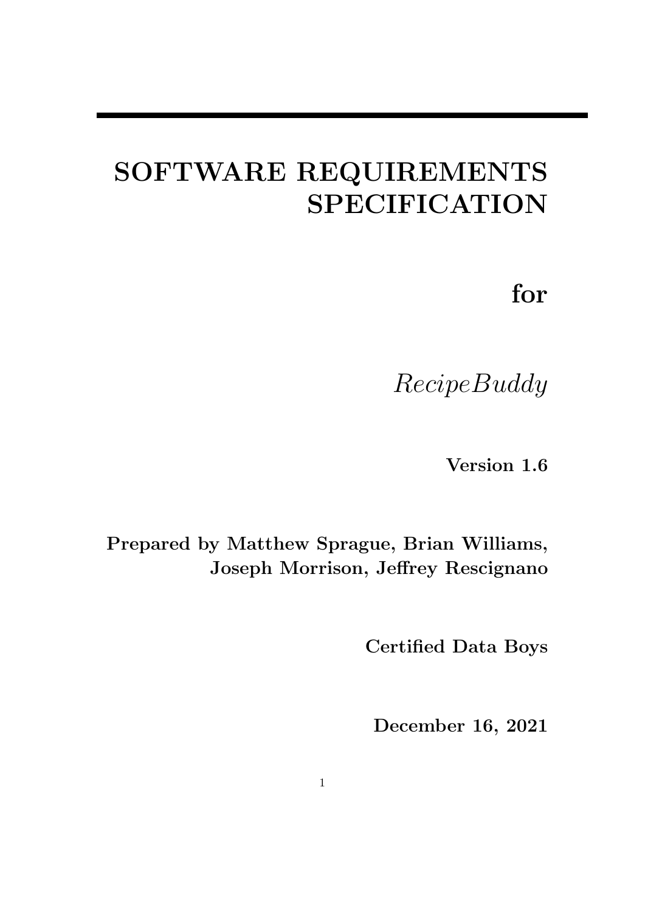# SOFTWARE REQUIREMENTS SPECIFICATION

# for

# *RecipeBuddy*

**Version 1.6**

**Prepared by Matthew Sprague, Brian Williams, Joseph Morrison, Jeffrey Rescignano**

**Certified Data Boys**

**December 16, 2021**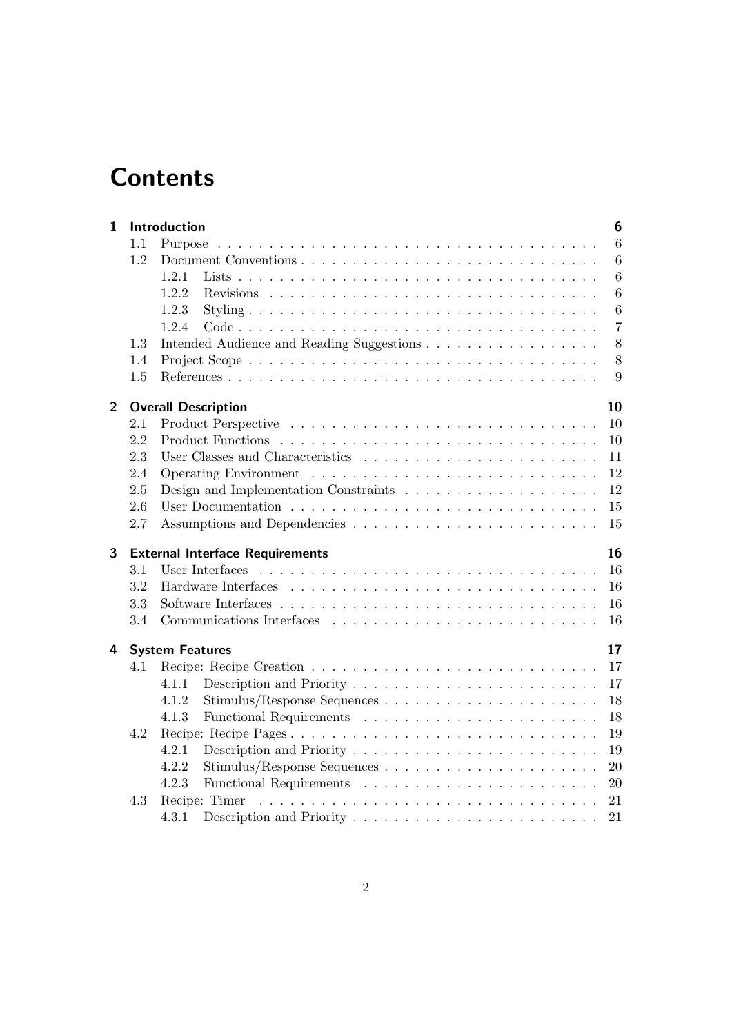# Contents

**1 Introduction** ... **6**
- 1.1 Purpose ... 6
- 1.2 Document Conventions ... 6
  - 1.2.1 Lists ... 6
  - 1.2.2 Revisions ... 6
  - 1.2.3 Styling ... 6
  - 1.2.4 Code ... 7
- 1.3 Intended Audience and Reading Suggestions ... 8
- 1.4 Project Scope ... 8
- 1.5 References ... 9

**2 Overall Description** ... **10**
- 2.1 Product Perspective ... 10
- 2.2 Product Functions ... 10
- 2.3 User Classes and Characteristics ... 11
- 2.4 Operating Environment ... 12
- 2.5 Design and Implementation Constraints ... 12
- 2.6 User Documentation ... 15
- 2.7 Assumptions and Dependencies ... 15

**3 External Interface Requirements** ... **16**
- 3.1 User Interfaces ... 16
- 3.2 Hardware Interfaces ... 16
- 3.3 Software Interfaces ... 16
- 3.4 Communications Interfaces ... 16

**4 System Features** ... **17**
- 4.1 Recipe: Recipe Creation ... 17
  - 4.1.1 Description and Priority ... 17
  - 4.1.2 Stimulus/Response Sequences ... 18
  - 4.1.3 Functional Requirements ... 18
- 4.2 Recipe: Recipe Pages ... 19
  - 4.2.1 Description and Priority ... 19
  - 4.2.2 Stimulus/Response Sequences ... 20
  - 4.2.3 Functional Requirements ... 20
- 4.3 Recipe: Timer ... 21
  - 4.3.1 Description and Priority ... 21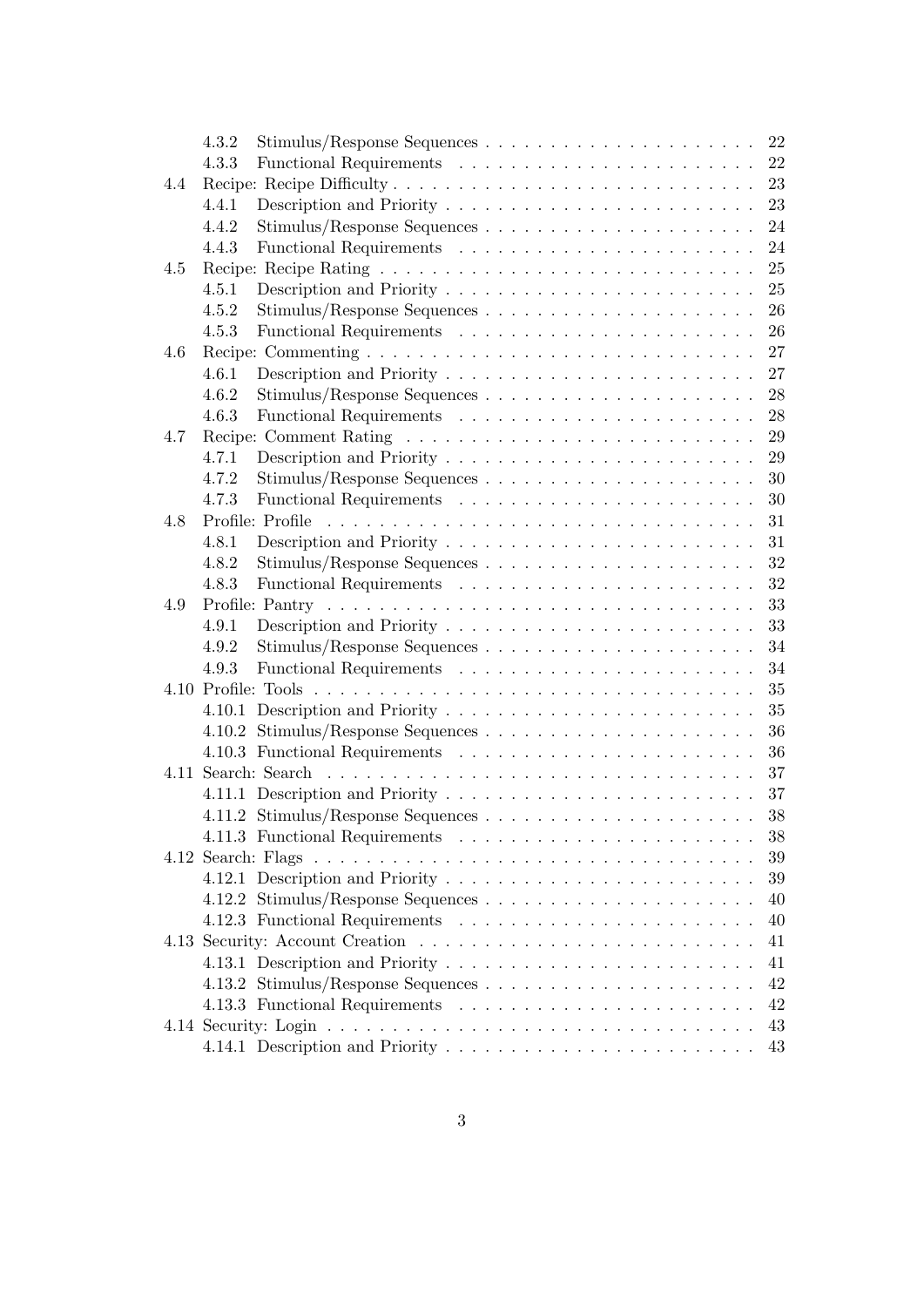- 4.3.2 Stimulus/Response Sequences . . . . . 22
- 4.3.3 Functional Requirements . . . . . 22
- 4.4 Recipe: Recipe Difficulty . . . . . 23
  - 4.4.1 Description and Priority . . . . . 23
  - 4.4.2 Stimulus/Response Sequences . . . . . 24
  - 4.4.3 Functional Requirements . . . . . 24
- 4.5 Recipe: Recipe Rating . . . . . 25
  - 4.5.1 Description and Priority . . . . . 25
  - 4.5.2 Stimulus/Response Sequences . . . . . 26
  - 4.5.3 Functional Requirements . . . . . 26
- 4.6 Recipe: Commenting . . . . . 27
  - 4.6.1 Description and Priority . . . . . 27
  - 4.6.2 Stimulus/Response Sequences . . . . . 28
  - 4.6.3 Functional Requirements . . . . . 28
- 4.7 Recipe: Comment Rating . . . . . 29
  - 4.7.1 Description and Priority . . . . . 29
  - 4.7.2 Stimulus/Response Sequences . . . . . 30
  - 4.7.3 Functional Requirements . . . . . 30
- 4.8 Profile: Profile . . . . . 31
  - 4.8.1 Description and Priority . . . . . 31
  - 4.8.2 Stimulus/Response Sequences . . . . . 32
  - 4.8.3 Functional Requirements . . . . . 32
- 4.9 Profile: Pantry . . . . . 33
  - 4.9.1 Description and Priority . . . . . 33
  - 4.9.2 Stimulus/Response Sequences . . . . . 34
  - 4.9.3 Functional Requirements . . . . . 34
- 4.10 Profile: Tools . . . . . 35
  - 4.10.1 Description and Priority . . . . . 35
  - 4.10.2 Stimulus/Response Sequences . . . . . 36
  - 4.10.3 Functional Requirements . . . . . 36
- 4.11 Search: Search . . . . . 37
  - 4.11.1 Description and Priority . . . . . 37
  - 4.11.2 Stimulus/Response Sequences . . . . . 38
  - 4.11.3 Functional Requirements . . . . . 38
- 4.12 Search: Flags . . . . . 39
  - 4.12.1 Description and Priority . . . . . 39
  - 4.12.2 Stimulus/Response Sequences . . . . . 40
  - 4.12.3 Functional Requirements . . . . . 40
- 4.13 Security: Account Creation . . . . . 41
  - 4.13.1 Description and Priority . . . . . 41
  - 4.13.2 Stimulus/Response Sequences . . . . . 42
  - 4.13.3 Functional Requirements . . . . . 42
- 4.14 Security: Login . . . . . 43
  - 4.14.1 Description and Priority . . . . . 43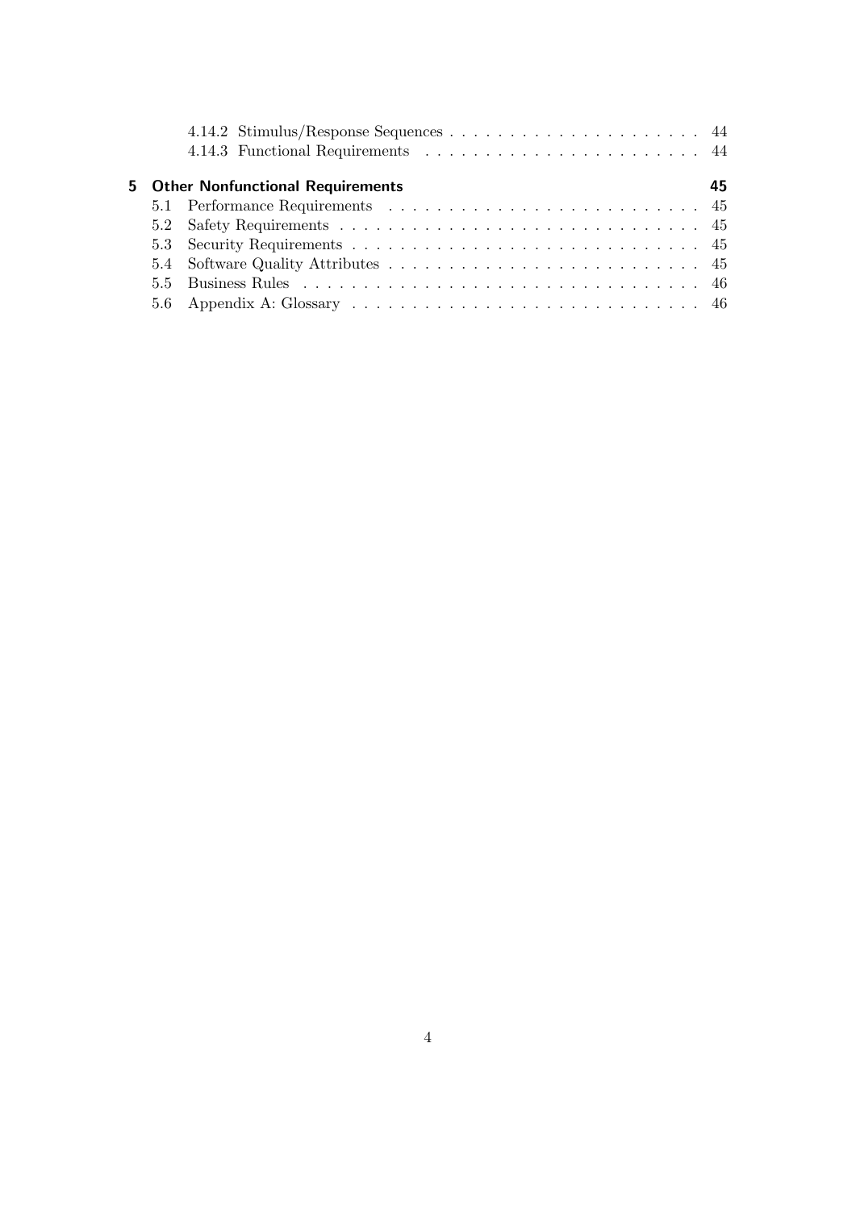- 4.14.2 Stimulus/Response Sequences . . . . . . . . . . . . . . . . . . . . . . 44
- 4.14.3 Functional Requirements . . . . . . . . . . . . . . . . . . . . . . . . 44

**5 Other Nonfunctional Requirements** **45**

- 5.1 Performance Requirements . . . . . . . . . . . . . . . . . . . . . . . . . . 45
- 5.2 Safety Requirements . . . . . . . . . . . . . . . . . . . . . . . . . . . . . . 45
- 5.3 Security Requirements . . . . . . . . . . . . . . . . . . . . . . . . . . . . . 45
- 5.4 Software Quality Attributes . . . . . . . . . . . . . . . . . . . . . . . . . . 45
- 5.5 Business Rules . . . . . . . . . . . . . . . . . . . . . . . . . . . . . . . . . 46
- 5.6 Appendix A: Glossary . . . . . . . . . . . . . . . . . . . . . . . . . . . . . 46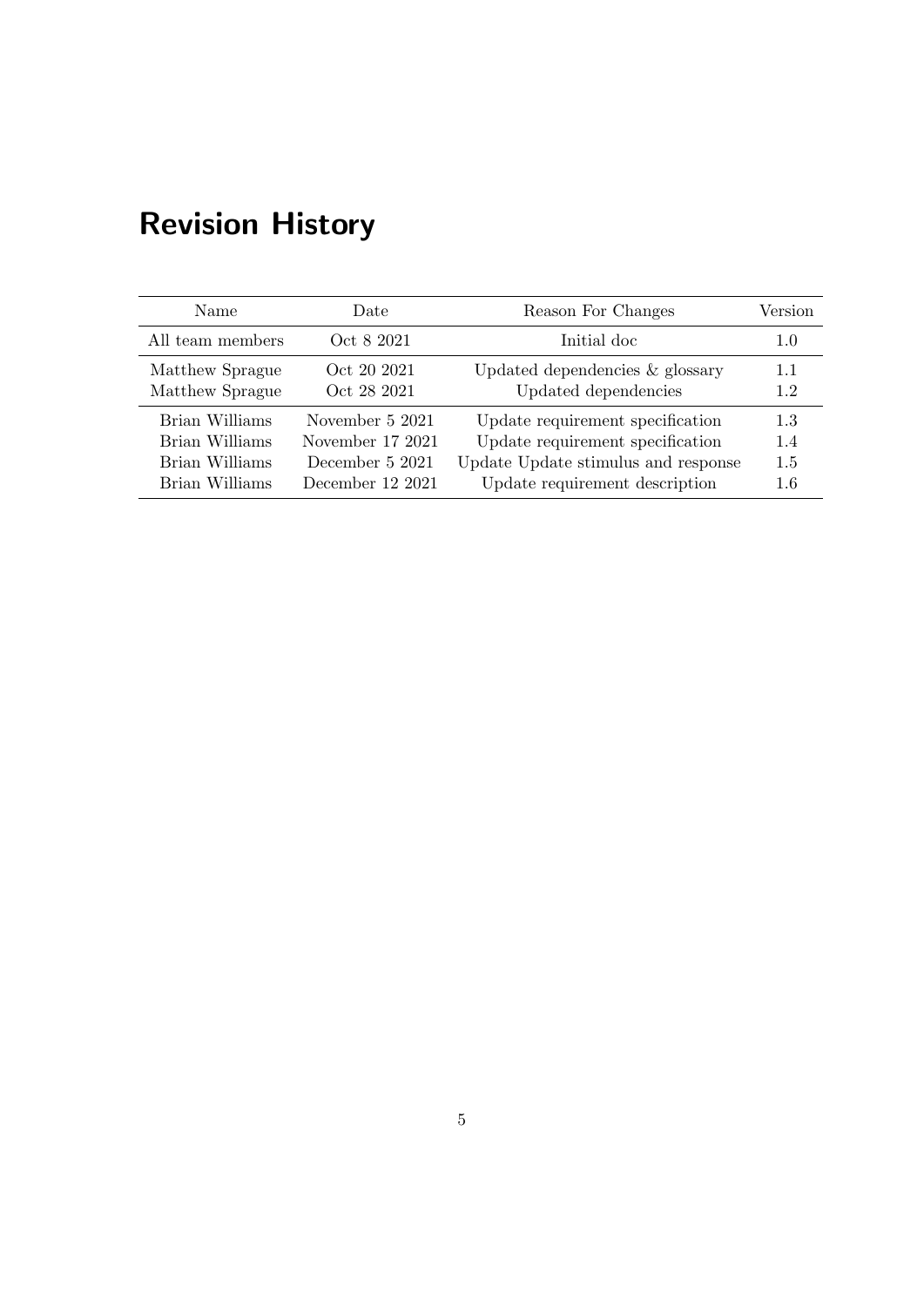# Revision History

| Name | Date | Reason For Changes | Version |
|---|---|---|---|
| All team members | Oct 8 2021 | Initial doc | 1.0 |
| Matthew Sprague | Oct 20 2021 | Updated dependencies & glossary | 1.1 |
| Matthew Sprague | Oct 28 2021 | Updated dependencies | 1.2 |
| Brian Williams | November 5 2021 | Update requirement specification | 1.3 |
| Brian Williams | November 17 2021 | Update requirement specification | 1.4 |
| Brian Williams | December 5 2021 | Update Update stimulus and response | 1.5 |
| Brian Williams | December 12 2021 | Update requirement description | 1.6 |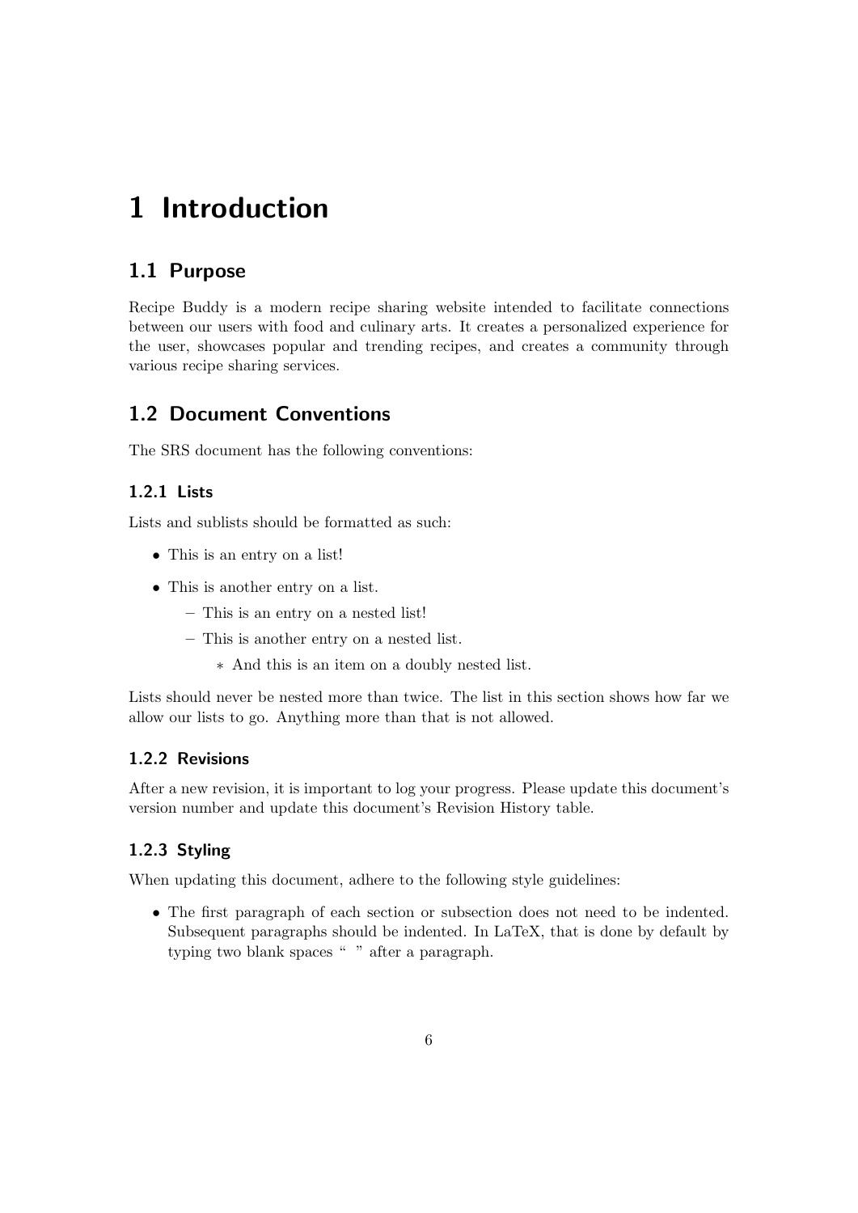# 1 Introduction

## 1.1 Purpose

Recipe Buddy is a modern recipe sharing website intended to facilitate connections between our users with food and culinary arts. It creates a personalized experience for the user, showcases popular and trending recipes, and creates a community through various recipe sharing services.

## 1.2 Document Conventions

The SRS document has the following conventions:

### 1.2.1 Lists

Lists and sublists should be formatted as such:

- This is an entry on a list!
- This is another entry on a list.
  - This is an entry on a nested list!
  - This is another entry on a nested list.
    - And this is an item on a doubly nested list.

Lists should never be nested more than twice. The list in this section shows how far we allow our lists to go. Anything more than that is not allowed.

### 1.2.2 Revisions

After a new revision, it is important to log your progress. Please update this document's version number and update this document's Revision History table.

### 1.2.3 Styling

When updating this document, adhere to the following style guidelines:

- The first paragraph of each section or subsection does not need to be indented. Subsequent paragraphs should be indented. In LaTeX, that is done by default by typing two blank spaces "  " after a paragraph.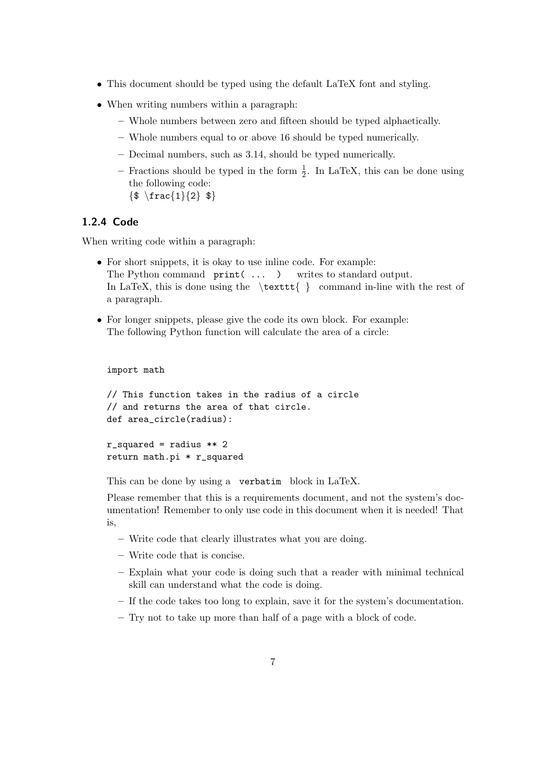- This document should be typed using the default LaTeX font and styling.
- When writing numbers within a paragraph:
  - Whole numbers between zero and fifteen should be typed alphaetically.
  - Whole numbers equal to or above 16 should be typed numerically.
  - Decimal numbers, such as 3.14, should be typed numerically.
  - Fractions should be typed in the form $\frac{1}{2}$. In LaTeX, this can be done using the following code:
    {$ \frac{1}{2} $}

### 1.2.4 Code

When writing code within a paragraph:

- For short snippets, it is okay to use inline code. For example:
  The Python command `print( ... )` writes to standard output.
  In LaTeX, this is done using the `\texttt{ }` command in-line with the rest of a paragraph.
- For longer snippets, please give the code its own block. For example:
  The following Python function will calculate the area of a circle:

  ```
  import math

  // This function takes in the radius of a circle
  // and returns the area of that circle.
  def area_circle(radius):

  r_squared = radius ** 2
  return math.pi * r_squared
  ```

  This can be done by using a `verbatim` block in LaTeX.

  Please remember that this is a requirements document, and not the system's documentation! Remember to only use code in this document when it is needed! That is,

  - Write code that clearly illustrates what you are doing.
  - Write code that is concise.
  - Explain what your code is doing such that a reader with minimal technical skill can understand what the code is doing.
  - If the code takes too long to explain, save it for the system's documentation.
  - Try not to take up more than half of a page with a block of code.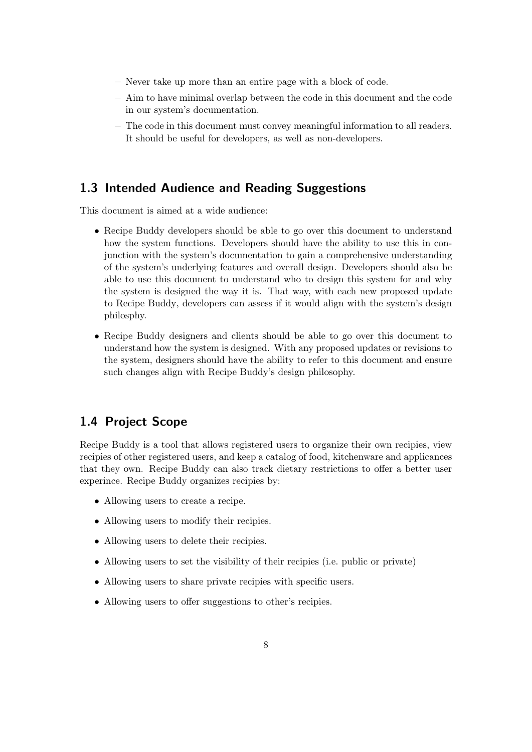- Never take up more than an entire page with a block of code.
  - Aim to have minimal overlap between the code in this document and the code in our system's documentation.
  - The code in this document must convey meaningful information to all readers. It should be useful for developers, as well as non-developers.

## 1.3 Intended Audience and Reading Suggestions

This document is aimed at a wide audience:

- Recipe Buddy developers should be able to go over this document to understand how the system functions. Developers should have the ability to use this in conjunction with the system's documentation to gain a comprehensive understanding of the system's underlying features and overall design. Developers should also be able to use this document to understand who to design this system for and why the system is designed the way it is. That way, with each new proposed update to Recipe Buddy, developers can assess if it would align with the system's design philosphy.
- Recipe Buddy designers and clients should be able to go over this document to understand how the system is designed. With any proposed updates or revisions to the system, designers should have the ability to refer to this document and ensure such changes align with Recipe Buddy's design philosophy.

## 1.4 Project Scope

Recipe Buddy is a tool that allows registered users to organize their own recipies, view recipies of other registered users, and keep a catalog of food, kitchenware and applicances that they own. Recipe Buddy can also track dietary restrictions to offer a better user experince. Recipe Buddy organizes recipies by:

- Allowing users to create a recipe.
- Allowing users to modify their recipies.
- Allowing users to delete their recipies.
- Allowing users to set the visibility of their recipies (i.e. public or private)
- Allowing users to share private recipies with specific users.
- Allowing users to offer suggestions to other's recipies.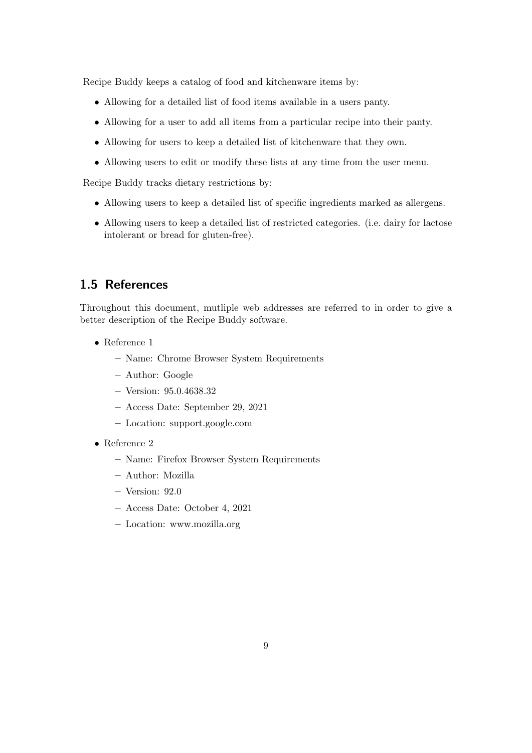Recipe Buddy keeps a catalog of food and kitchenware items by:

- Allowing for a detailed list of food items available in a users panty.
- Allowing for a user to add all items from a particular recipe into their panty.
- Allowing for users to keep a detailed list of kitchenware that they own.
- Allowing users to edit or modify these lists at any time from the user menu.

Recipe Buddy tracks dietary restrictions by:

- Allowing users to keep a detailed list of specific ingredients marked as allergens.
- Allowing users to keep a detailed list of restricted categories. (i.e. dairy for lactose intolerant or bread for gluten-free).

## 1.5 References

Throughout this document, mutliple web addresses are referred to in order to give a better description of the Recipe Buddy software.

- Reference 1
  - Name: Chrome Browser System Requirements
  - Author: Google
  - Version: 95.0.4638.32
  - Access Date: September 29, 2021
  - Location: support.google.com
- Reference 2
  - Name: Firefox Browser System Requirements
  - Author: Mozilla
  - Version: 92.0
  - Access Date: October 4, 2021
  - Location: www.mozilla.org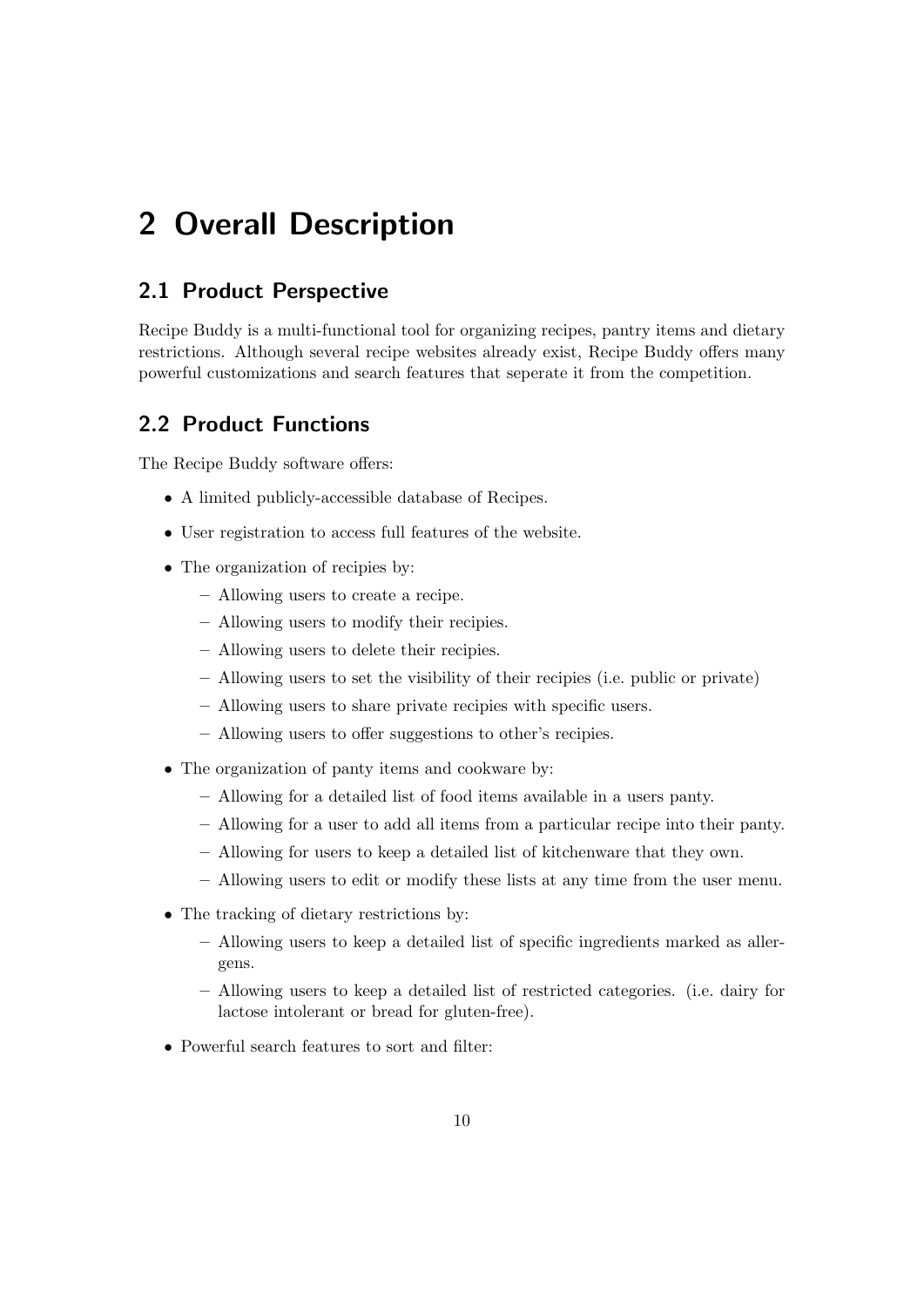# 2 Overall Description

## 2.1 Product Perspective

Recipe Buddy is a multi-functional tool for organizing recipes, pantry items and dietary restrictions. Although several recipe websites already exist, Recipe Buddy offers many powerful customizations and search features that seperate it from the competition.

## 2.2 Product Functions

The Recipe Buddy software offers:

- A limited publicly-accessible database of Recipes.
- User registration to access full features of the website.
- The organization of recipies by:
  - Allowing users to create a recipe.
  - Allowing users to modify their recipies.
  - Allowing users to delete their recipies.
  - Allowing users to set the visibility of their recipies (i.e. public or private)
  - Allowing users to share private recipies with specific users.
  - Allowing users to offer suggestions to other's recipies.
- The organization of panty items and cookware by:
  - Allowing for a detailed list of food items available in a users panty.
  - Allowing for a user to add all items from a particular recipe into their panty.
  - Allowing for users to keep a detailed list of kitchenware that they own.
  - Allowing users to edit or modify these lists at any time from the user menu.
- The tracking of dietary restrictions by:
  - Allowing users to keep a detailed list of specific ingredients marked as allergens.
  - Allowing users to keep a detailed list of restricted categories. (i.e. dairy for lactose intolerant or bread for gluten-free).
- Powerful search features to sort and filter: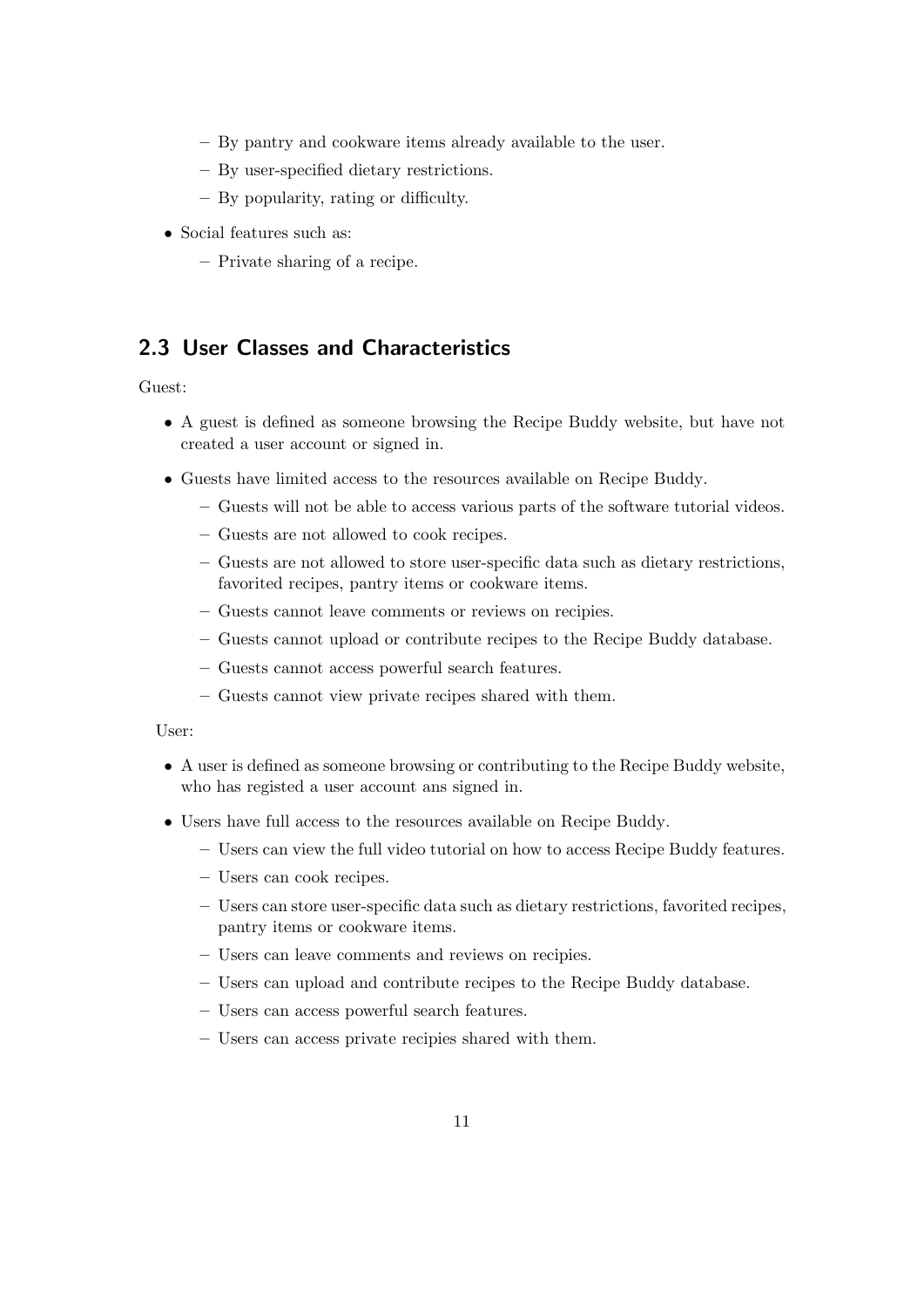- By pantry and cookware items already available to the user.
  - By user-specified dietary restrictions.
  - By popularity, rating or difficulty.
- Social features such as:
  - Private sharing of a recipe.

## 2.3 User Classes and Characteristics

Guest:

- A guest is defined as someone browsing the Recipe Buddy website, but have not created a user account or signed in.
- Guests have limited access to the resources available on Recipe Buddy.
  - Guests will not be able to access various parts of the software tutorial videos.
  - Guests are not allowed to cook recipes.
  - Guests are not allowed to store user-specific data such as dietary restrictions, favorited recipes, pantry items or cookware items.
  - Guests cannot leave comments or reviews on recipies.
  - Guests cannot upload or contribute recipes to the Recipe Buddy database.
  - Guests cannot access powerful search features.
  - Guests cannot view private recipes shared with them.

User:

- A user is defined as someone browsing or contributing to the Recipe Buddy website, who has registed a user account ans signed in.
- Users have full access to the resources available on Recipe Buddy.
  - Users can view the full video tutorial on how to access Recipe Buddy features.
  - Users can cook recipes.
  - Users can store user-specific data such as dietary restrictions, favorited recipes, pantry items or cookware items.
  - Users can leave comments and reviews on recipies.
  - Users can upload and contribute recipes to the Recipe Buddy database.
  - Users can access powerful search features.
  - Users can access private recipies shared with them.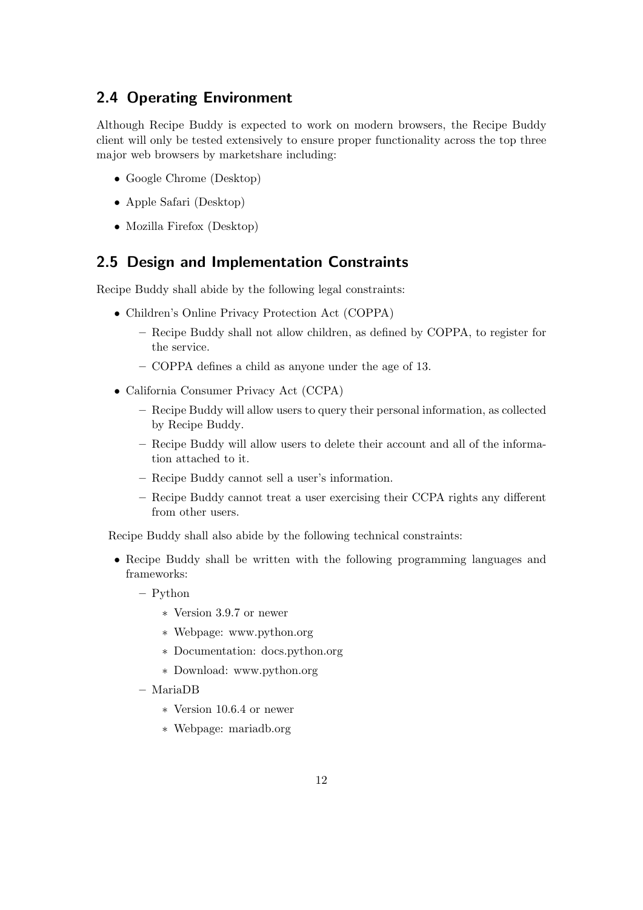## 2.4 Operating Environment

Although Recipe Buddy is expected to work on modern browsers, the Recipe Buddy client will only be tested extensively to ensure proper functionality across the top three major web browsers by marketshare including:

- Google Chrome (Desktop)
- Apple Safari (Desktop)
- Mozilla Firefox (Desktop)

## 2.5 Design and Implementation Constraints

Recipe Buddy shall abide by the following legal constraints:

- Children's Online Privacy Protection Act (COPPA)
  - Recipe Buddy shall not allow children, as defined by COPPA, to register for the service.
  - COPPA defines a child as anyone under the age of 13.
- California Consumer Privacy Act (CCPA)
  - Recipe Buddy will allow users to query their personal information, as collected by Recipe Buddy.
  - Recipe Buddy will allow users to delete their account and all of the information attached to it.
  - Recipe Buddy cannot sell a user's information.
  - Recipe Buddy cannot treat a user exercising their CCPA rights any different from other users.

Recipe Buddy shall also abide by the following technical constraints:

- Recipe Buddy shall be written with the following programming languages and frameworks:
  - Python
    - Version 3.9.7 or newer
    - Webpage: www.python.org
    - Documentation: docs.python.org
    - Download: www.python.org
  - MariaDB
    - Version 10.6.4 or newer
    - Webpage: mariadb.org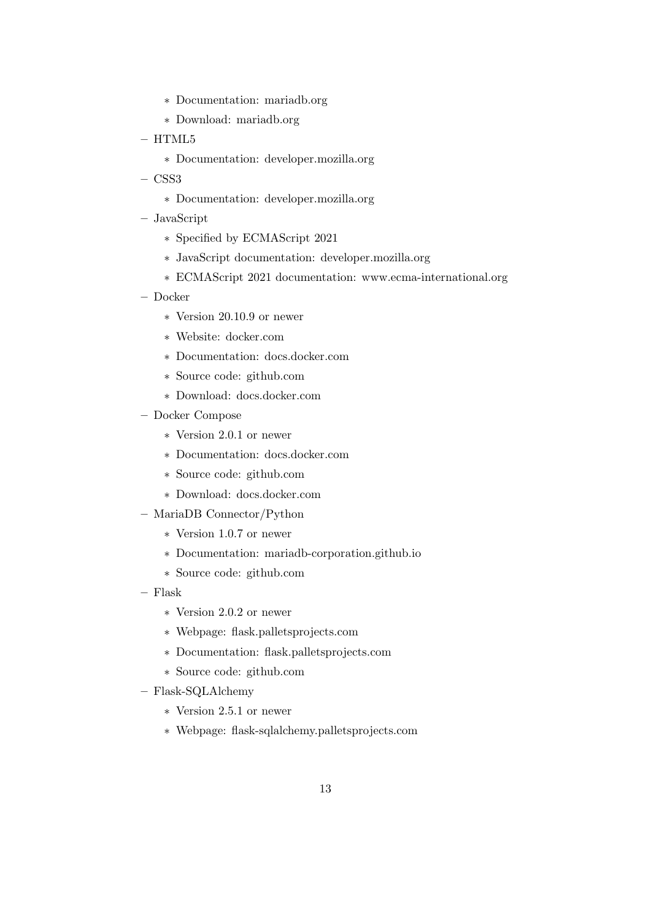- Documentation: mariadb.org
    - Download: mariadb.org
  - HTML5
    - Documentation: developer.mozilla.org
  - CSS3
    - Documentation: developer.mozilla.org
  - JavaScript
    - Specified by ECMAScript 2021
    - JavaScript documentation: developer.mozilla.org
    - ECMAScript 2021 documentation: www.ecma-international.org
  - Docker
    - Version 20.10.9 or newer
    - Website: docker.com
    - Documentation: docs.docker.com
    - Source code: github.com
    - Download: docs.docker.com
  - Docker Compose
    - Version 2.0.1 or newer
    - Documentation: docs.docker.com
    - Source code: github.com
    - Download: docs.docker.com
  - MariaDB Connector/Python
    - Version 1.0.7 or newer
    - Documentation: mariadb-corporation.github.io
    - Source code: github.com
  - Flask
    - Version 2.0.2 or newer
    - Webpage: flask.palletsprojects.com
    - Documentation: flask.palletsprojects.com
    - Source code: github.com
  - Flask-SQLAlchemy
    - Version 2.5.1 or newer
    - Webpage: flask-sqlalchemy.palletsprojects.com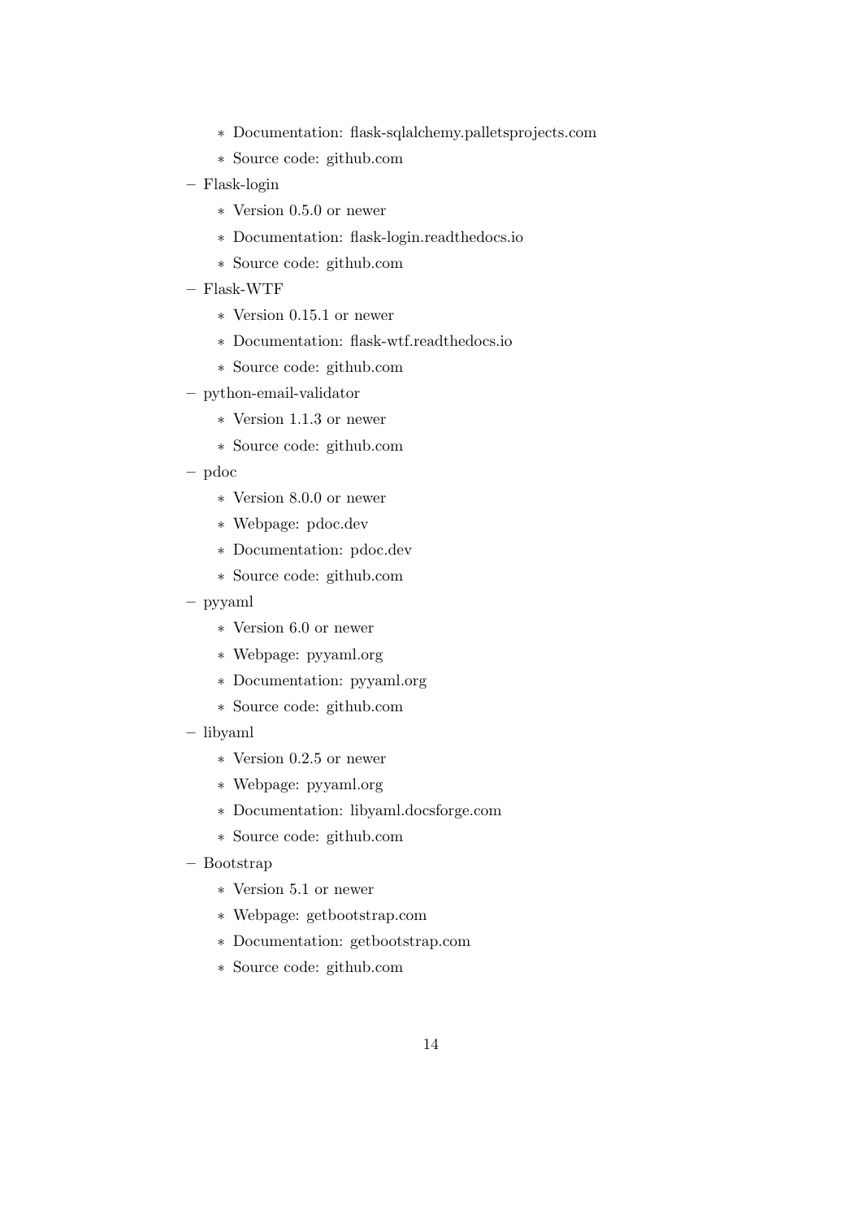- Documentation: flask-sqlalchemy.palletsprojects.com
    - Source code: github.com
  - Flask-login
    - Version 0.5.0 or newer
    - Documentation: flask-login.readthedocs.io
    - Source code: github.com
  - Flask-WTF
    - Version 0.15.1 or newer
    - Documentation: flask-wtf.readthedocs.io
    - Source code: github.com
  - python-email-validator
    - Version 1.1.3 or newer
    - Source code: github.com
  - pdoc
    - Version 8.0.0 or newer
    - Webpage: pdoc.dev
    - Documentation: pdoc.dev
    - Source code: github.com
  - pyyaml
    - Version 6.0 or newer
    - Webpage: pyyaml.org
    - Documentation: pyyaml.org
    - Source code: github.com
  - libyaml
    - Version 0.2.5 or newer
    - Webpage: pyyaml.org
    - Documentation: libyaml.docsforge.com
    - Source code: github.com
  - Bootstrap
    - Version 5.1 or newer
    - Webpage: getbootstrap.com
    - Documentation: getbootstrap.com
    - Source code: github.com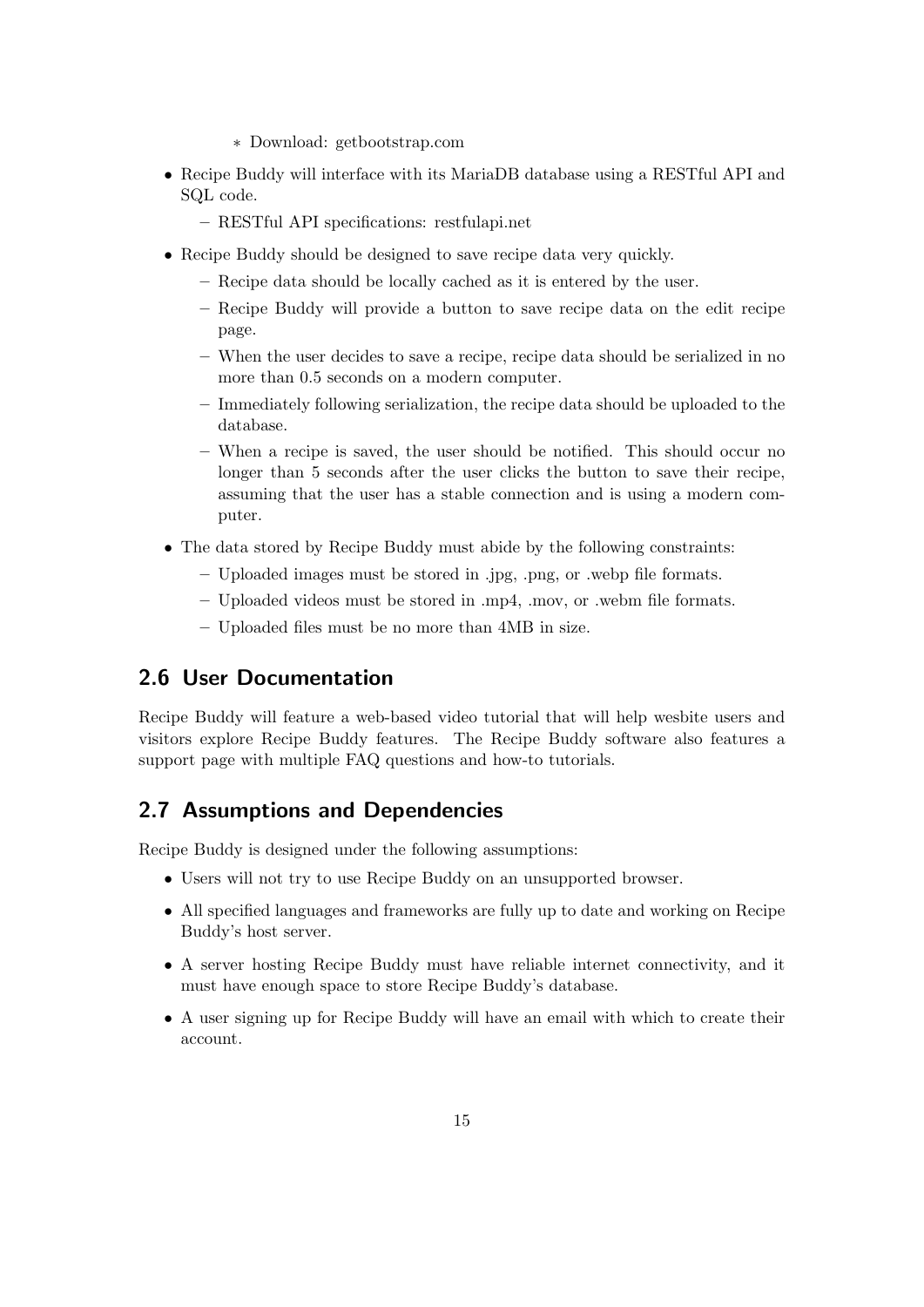* Download: getbootstrap.com

- Recipe Buddy will interface with its MariaDB database using a RESTful API and SQL code.
  - RESTful API specifications: restfulapi.net
- Recipe Buddy should be designed to save recipe data very quickly.
  - Recipe data should be locally cached as it is entered by the user.
  - Recipe Buddy will provide a button to save recipe data on the edit recipe page.
  - When the user decides to save a recipe, recipe data should be serialized in no more than 0.5 seconds on a modern computer.
  - Immediately following serialization, the recipe data should be uploaded to the database.
  - When a recipe is saved, the user should be notified. This should occur no longer than 5 seconds after the user clicks the button to save their recipe, assuming that the user has a stable connection and is using a modern computer.
- The data stored by Recipe Buddy must abide by the following constraints:
  - Uploaded images must be stored in .jpg, .png, or .webp file formats.
  - Uploaded videos must be stored in .mp4, .mov, or .webm file formats.
  - Uploaded files must be no more than 4MB in size.

## 2.6 User Documentation

Recipe Buddy will feature a web-based video tutorial that will help wesbite users and visitors explore Recipe Buddy features. The Recipe Buddy software also features a support page with multiple FAQ questions and how-to tutorials.

## 2.7 Assumptions and Dependencies

Recipe Buddy is designed under the following assumptions:

- Users will not try to use Recipe Buddy on an unsupported browser.
- All specified languages and frameworks are fully up to date and working on Recipe Buddy's host server.
- A server hosting Recipe Buddy must have reliable internet connectivity, and it must have enough space to store Recipe Buddy's database.
- A user signing up for Recipe Buddy will have an email with which to create their account.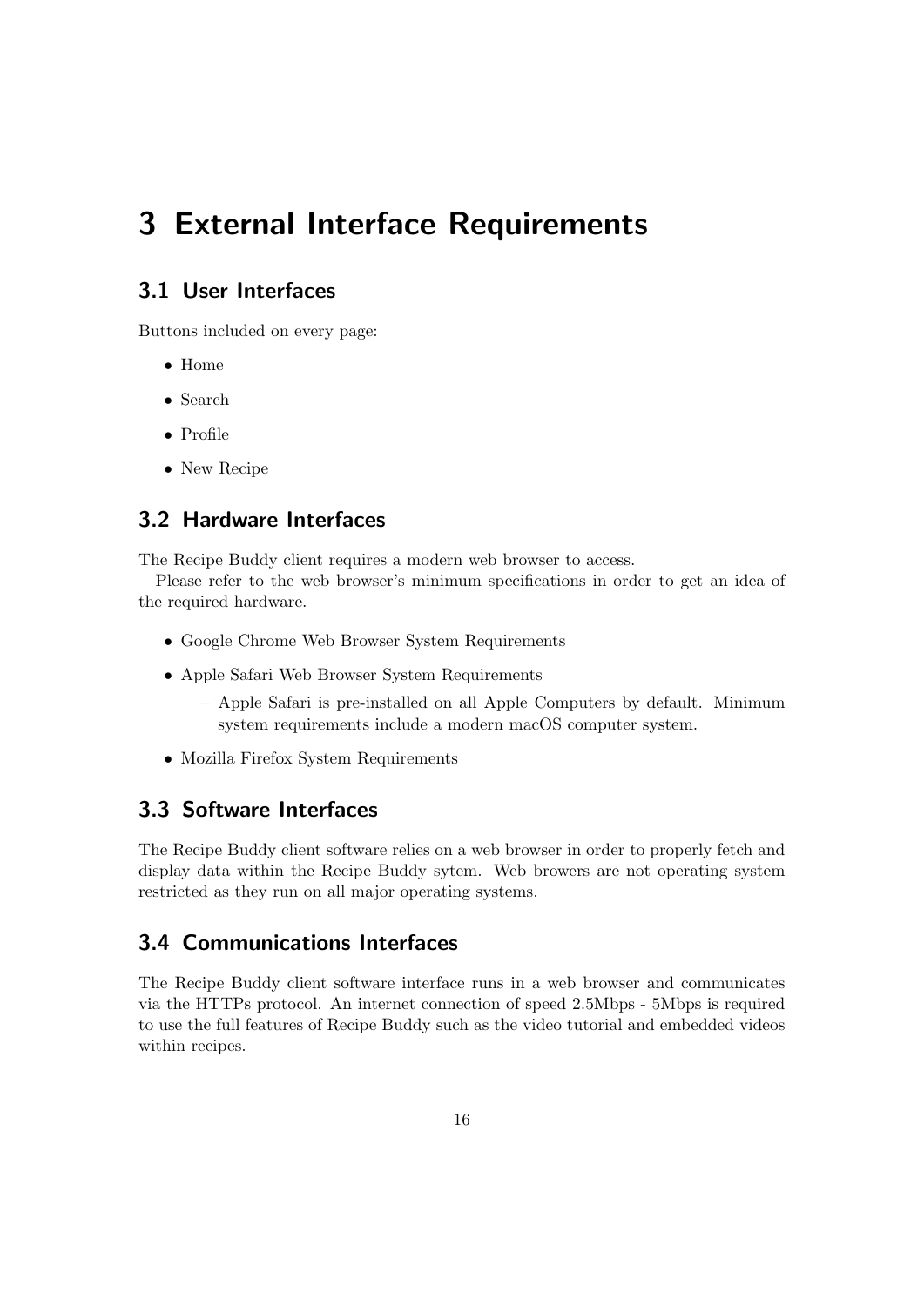# 3 External Interface Requirements

## 3.1 User Interfaces

Buttons included on every page:

- Home
- Search
- Profile
- New Recipe

## 3.2 Hardware Interfaces

The Recipe Buddy client requires a modern web browser to access.

Please refer to the web browser's minimum specifications in order to get an idea of the required hardware.

- Google Chrome Web Browser System Requirements
- Apple Safari Web Browser System Requirements
  - Apple Safari is pre-installed on all Apple Computers by default. Minimum system requirements include a modern macOS computer system.
- Mozilla Firefox System Requirements

## 3.3 Software Interfaces

The Recipe Buddy client software relies on a web browser in order to properly fetch and display data within the Recipe Buddy sytem. Web browers are not operating system restricted as they run on all major operating systems.

## 3.4 Communications Interfaces

The Recipe Buddy client software interface runs in a web browser and communicates via the HTTPs protocol. An internet connection of speed 2.5Mbps - 5Mbps is required to use the full features of Recipe Buddy such as the video tutorial and embedded videos within recipes.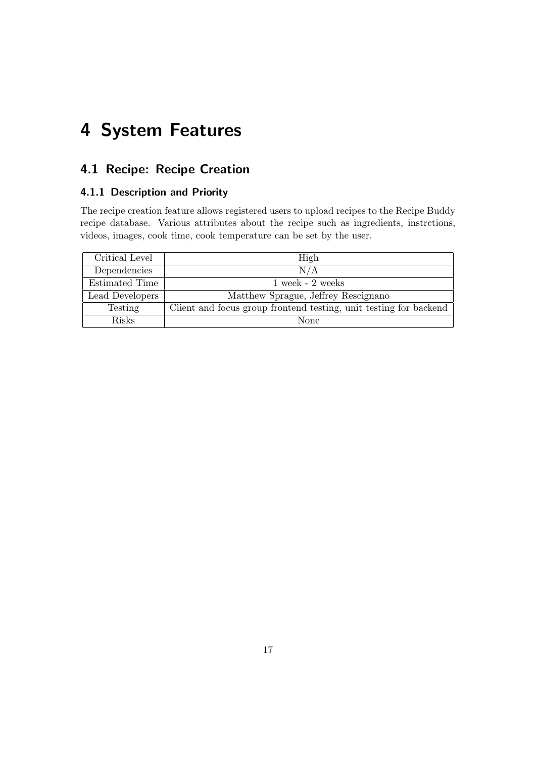# 4 System Features

## 4.1 Recipe: Recipe Creation

### 4.1.1 Description and Priority

The recipe creation feature allows registered users to upload recipes to the Recipe Buddy recipe database. Various attributes about the recipe such as ingredients, instrctions, videos, images, cook time, cook temperature can be set by the user.

| | |
|---|---|
| Critical Level | High |
| Dependencies | N/A |
| Estimated Time | 1 week - 2 weeks |
| Lead Developers | Matthew Sprague, Jeffrey Rescignano |
| Testing | Client and focus group frontend testing, unit testing for backend |
| Risks | None |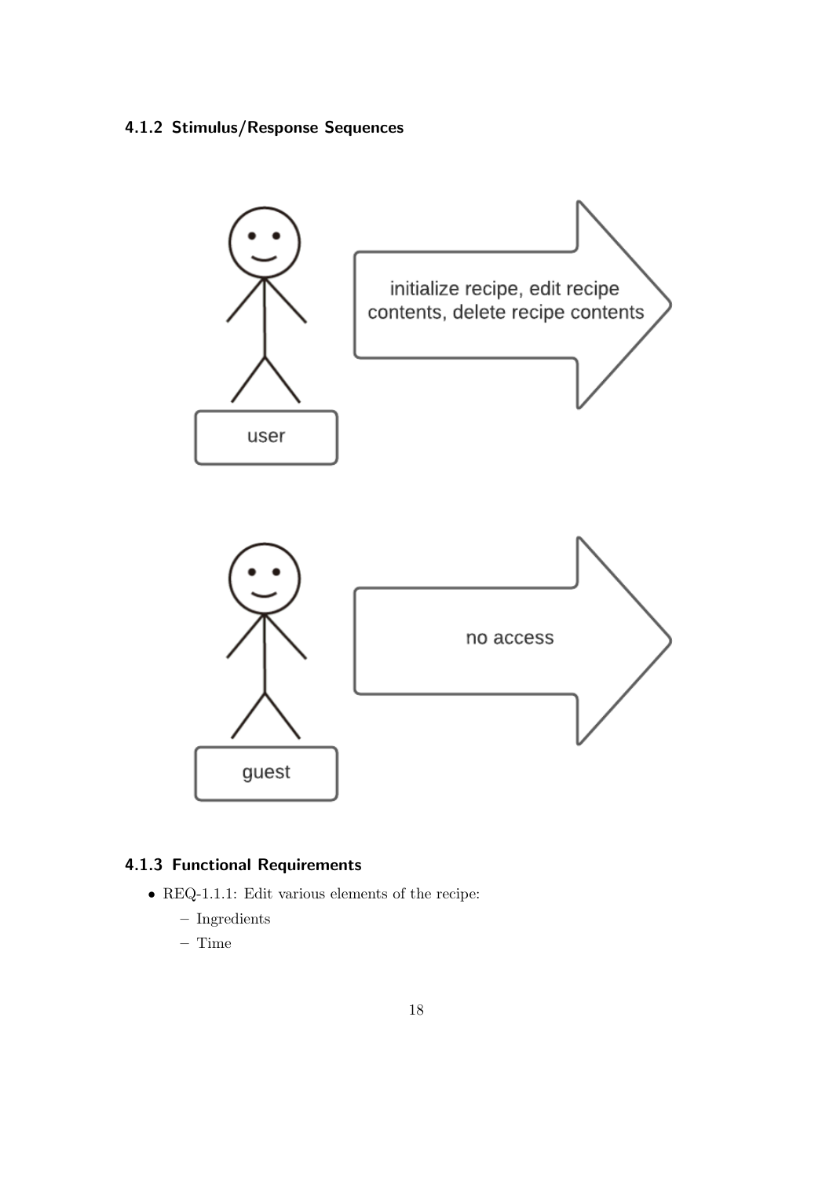### 4.1.2 Stimulus/Response Sequences

user

initialize recipe, edit recipe contents, delete recipe contents

guest

no access

### 4.1.3 Functional Requirements

- REQ-1.1.1: Edit various elements of the recipe:
  - Ingredients
  - Time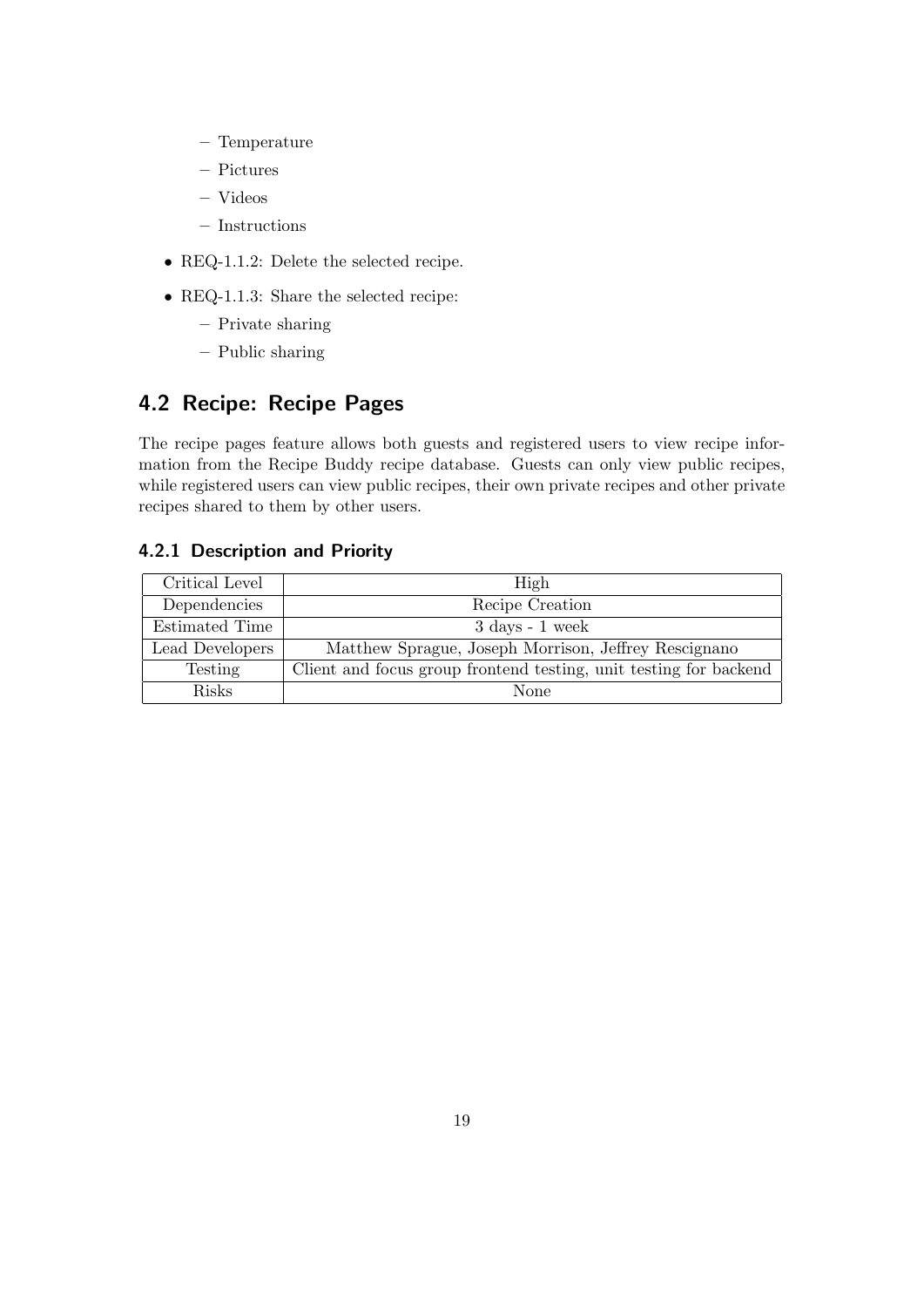- Temperature
  - Pictures
  - Videos
  - Instructions

- REQ-1.1.2: Delete the selected recipe.
- REQ-1.1.3: Share the selected recipe:
  - Private sharing
  - Public sharing

## 4.2 Recipe: Recipe Pages

The recipe pages feature allows both guests and registered users to view recipe information from the Recipe Buddy recipe database. Guests can only view public recipes, while registered users can view public recipes, their own private recipes and other private recipes shared to them by other users.

### 4.2.1 Description and Priority

| | |
|---|---|
| Critical Level | High |
| Dependencies | Recipe Creation |
| Estimated Time | 3 days - 1 week |
| Lead Developers | Matthew Sprague, Joseph Morrison, Jeffrey Rescignano |
| Testing | Client and focus group frontend testing, unit testing for backend |
| Risks | None |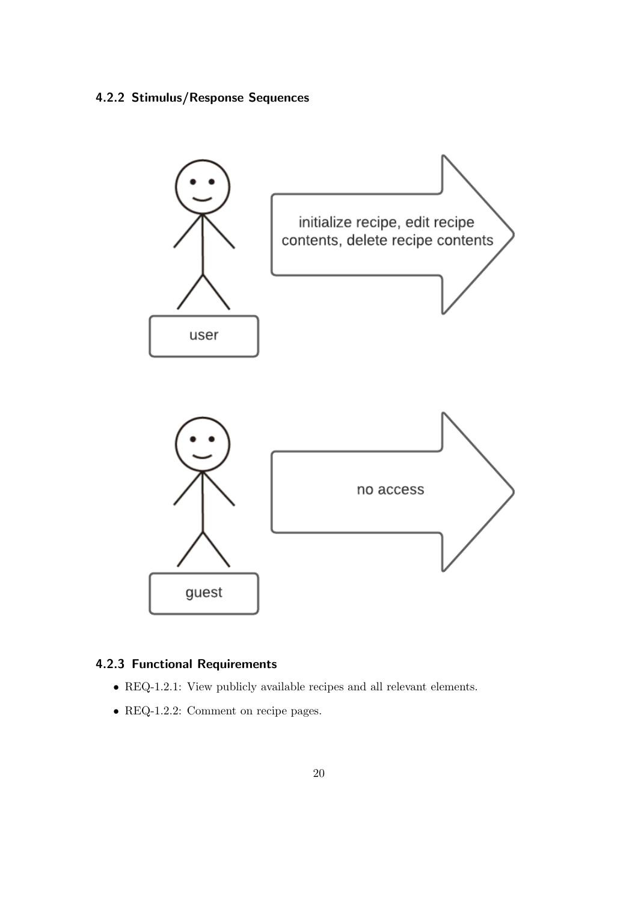### 4.2.2 Stimulus/Response Sequences

user → initialize recipe, edit recipe contents, delete recipe contents

guest → no access

### 4.2.3 Functional Requirements

- REQ-1.2.1: View publicly available recipes and all relevant elements.
- REQ-1.2.2: Comment on recipe pages.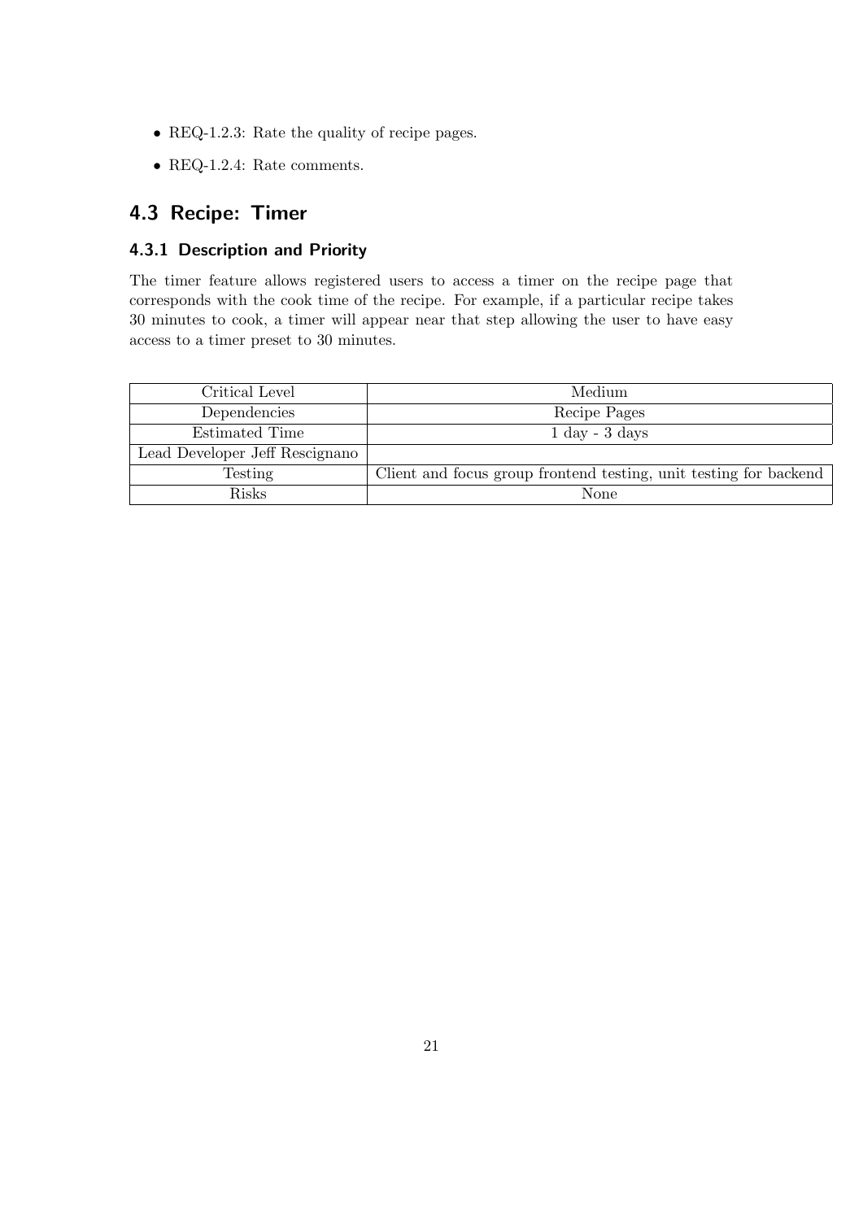- REQ-1.2.3: Rate the quality of recipe pages.
- REQ-1.2.4: Rate comments.

## 4.3 Recipe: Timer

### 4.3.1 Description and Priority

The timer feature allows registered users to access a timer on the recipe page that corresponds with the cook time of the recipe. For example, if a particular recipe takes 30 minutes to cook, a timer will appear near that step allowing the user to have easy access to a timer preset to 30 minutes.

| Critical Level | Medium |
|---|---|
| Dependencies | Recipe Pages |
| Estimated Time | 1 day - 3 days |
| Lead Developer Jeff Rescignano | |
| Testing | Client and focus group frontend testing, unit testing for backend |
| Risks | None |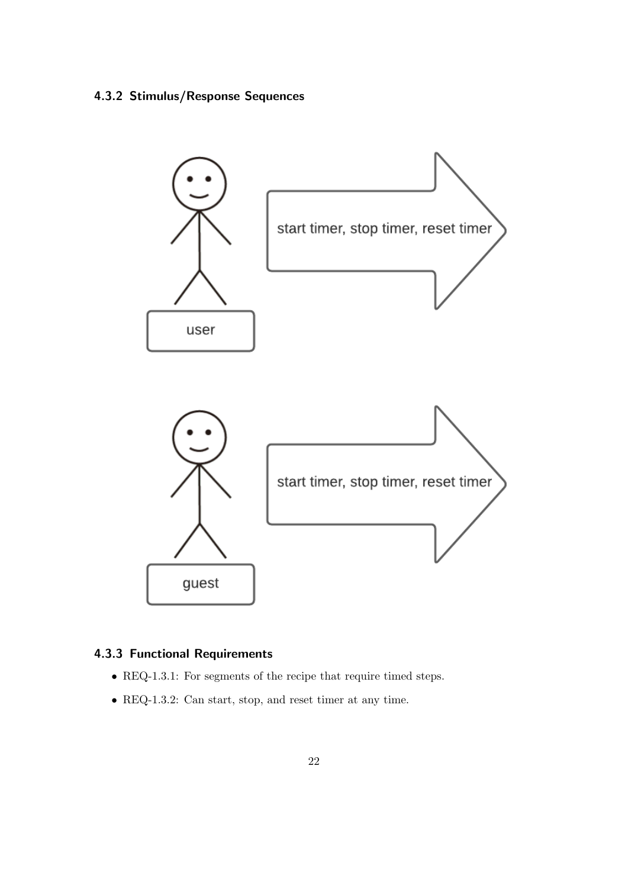### 4.3.2 Stimulus/Response Sequences

user

start timer, stop timer, reset timer

guest

start timer, stop timer, reset timer

### 4.3.3 Functional Requirements

- REQ-1.3.1: For segments of the recipe that require timed steps.
- REQ-1.3.2: Can start, stop, and reset timer at any time.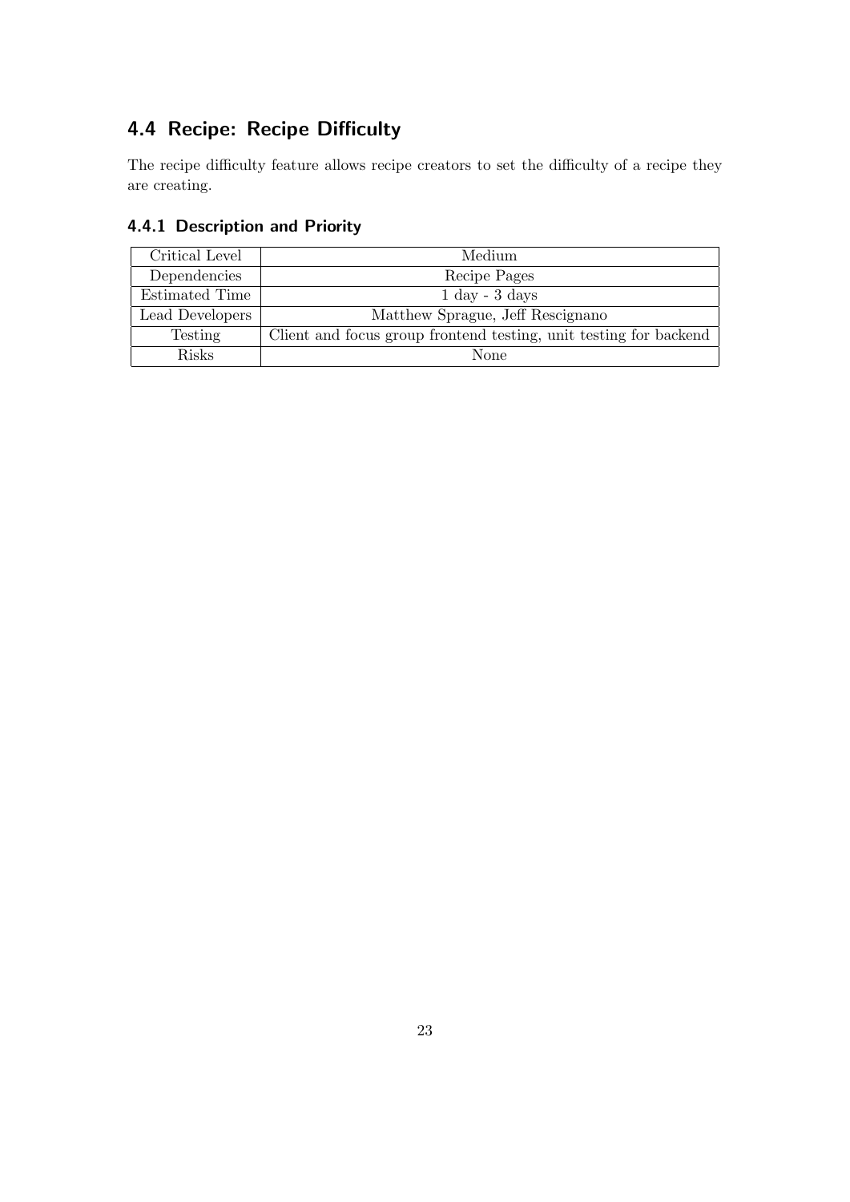## 4.4 Recipe: Recipe Difficulty

The recipe difficulty feature allows recipe creators to set the difficulty of a recipe they are creating.

### 4.4.1 Description and Priority

| Critical Level | Medium |
|---|---|
| Dependencies | Recipe Pages |
| Estimated Time | 1 day - 3 days |
| Lead Developers | Matthew Sprague, Jeff Rescignano |
| Testing | Client and focus group frontend testing, unit testing for backend |
| Risks | None |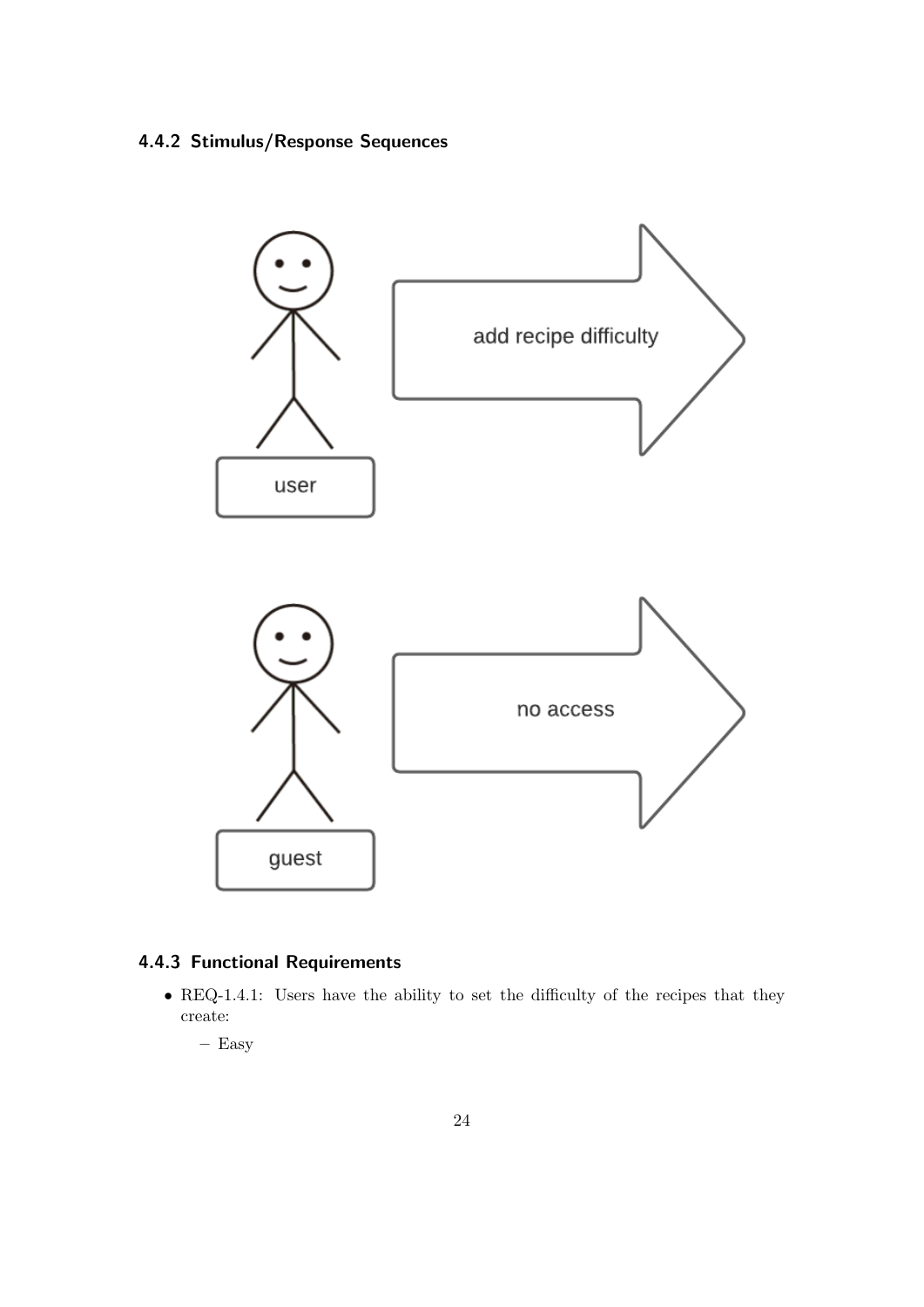### 4.4.2 Stimulus/Response Sequences

### 4.4.3 Functional Requirements

- REQ-1.4.1: Users have the ability to set the difficulty of the recipes that they create:
  - Easy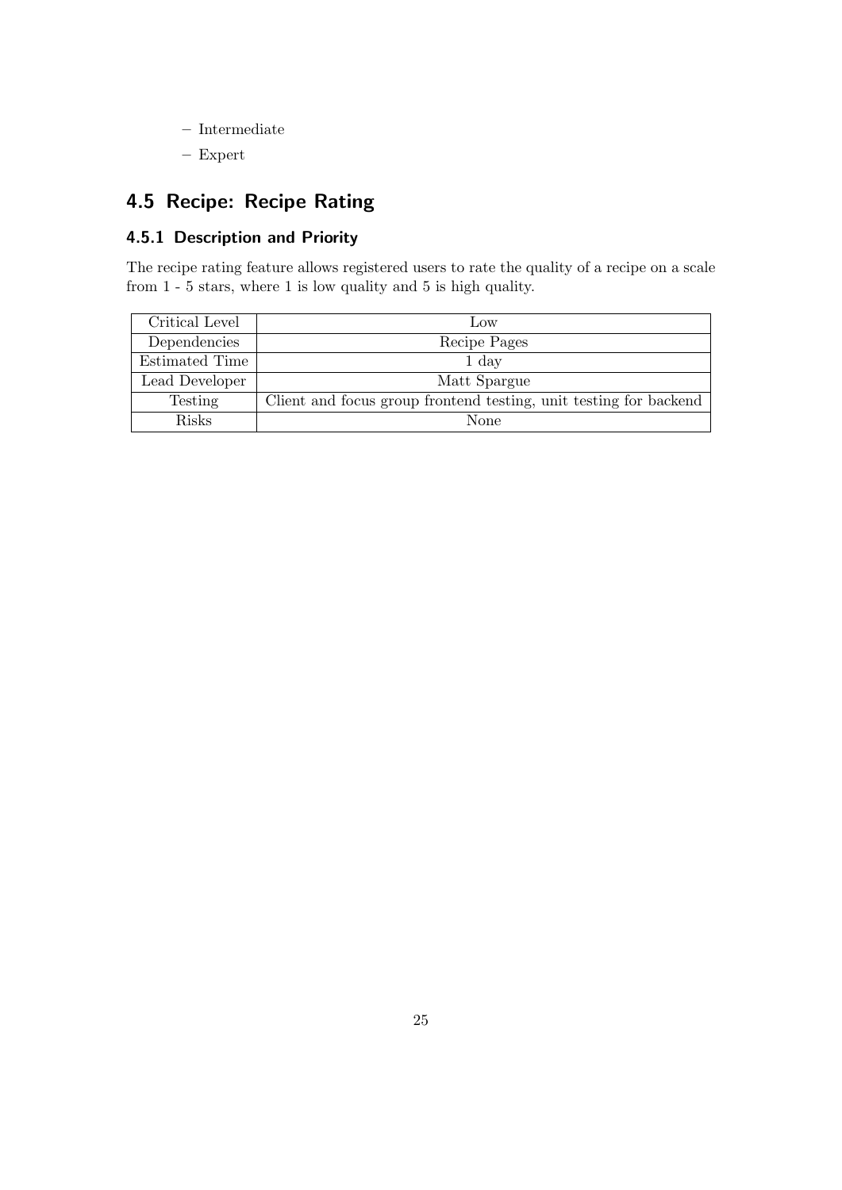- Intermediate
- Expert

## 4.5 Recipe: Recipe Rating

### 4.5.1 Description and Priority

The recipe rating feature allows registered users to rate the quality of a recipe on a scale from 1 - 5 stars, where 1 is low quality and 5 is high quality.

| | |
|---|---|
| Critical Level | Low |
| Dependencies | Recipe Pages |
| Estimated Time | 1 day |
| Lead Developer | Matt Spargue |
| Testing | Client and focus group frontend testing, unit testing for backend |
| Risks | None |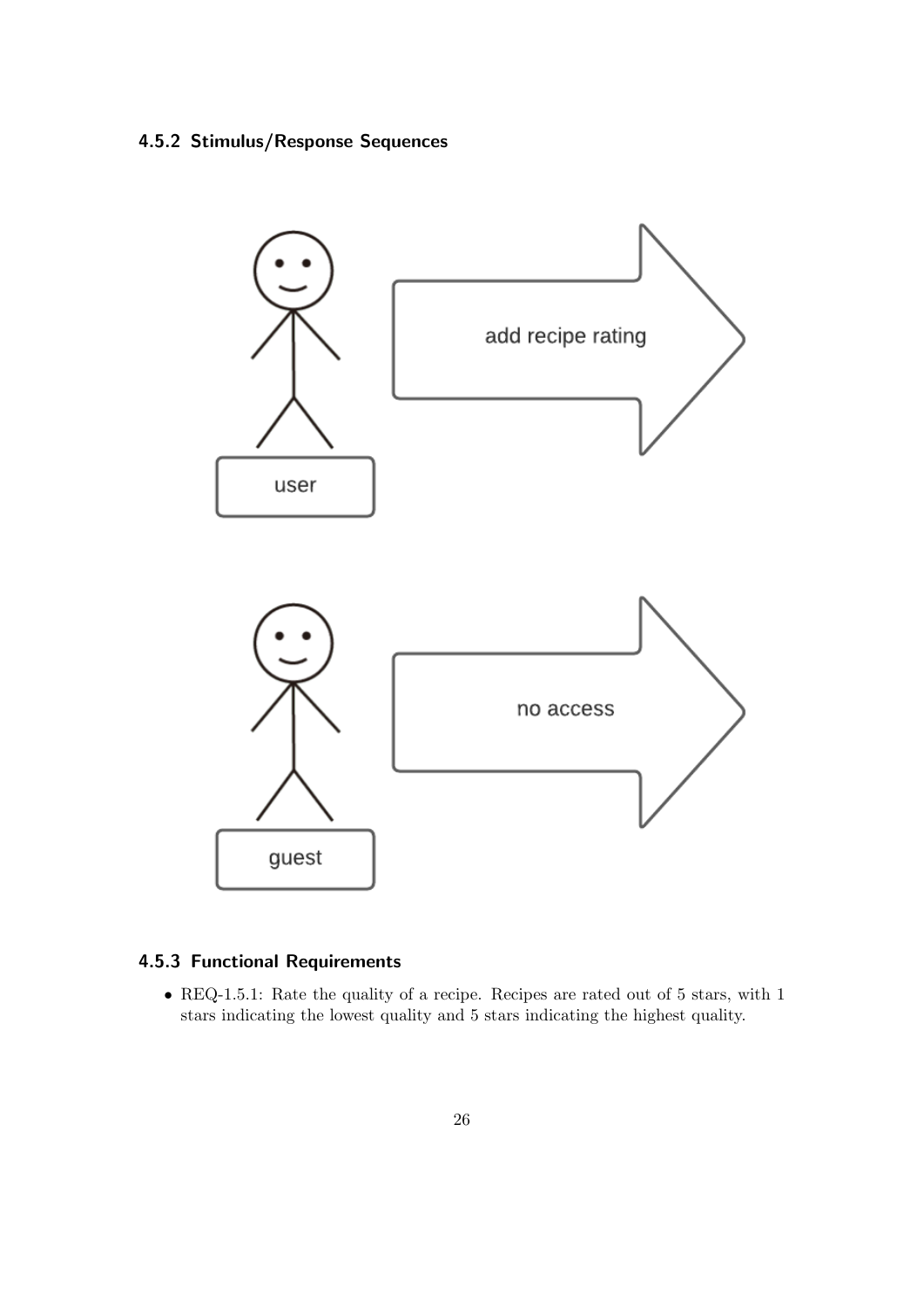### 4.5.2 Stimulus/Response Sequences

### 4.5.3 Functional Requirements

- REQ-1.5.1: Rate the quality of a recipe. Recipes are rated out of 5 stars, with 1 stars indicating the lowest quality and 5 stars indicating the highest quality.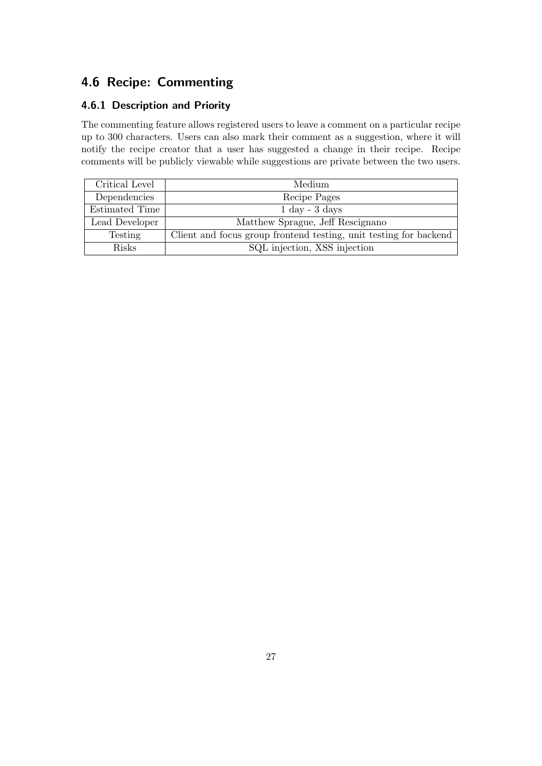## 4.6 Recipe: Commenting

### 4.6.1 Description and Priority

The commenting feature allows registered users to leave a comment on a particular recipe up to 300 characters. Users can also mark their comment as a suggestion, where it will notify the recipe creator that a user has suggested a change in their recipe. Recipe comments will be publicly viewable while suggestions are private between the two users.

| Critical Level | Medium |
|---|---|
| Dependencies | Recipe Pages |
| Estimated Time | 1 day - 3 days |
| Lead Developer | Matthew Sprague, Jeff Rescignano |
| Testing | Client and focus group frontend testing, unit testing for backend |
| Risks | SQL injection, XSS injection |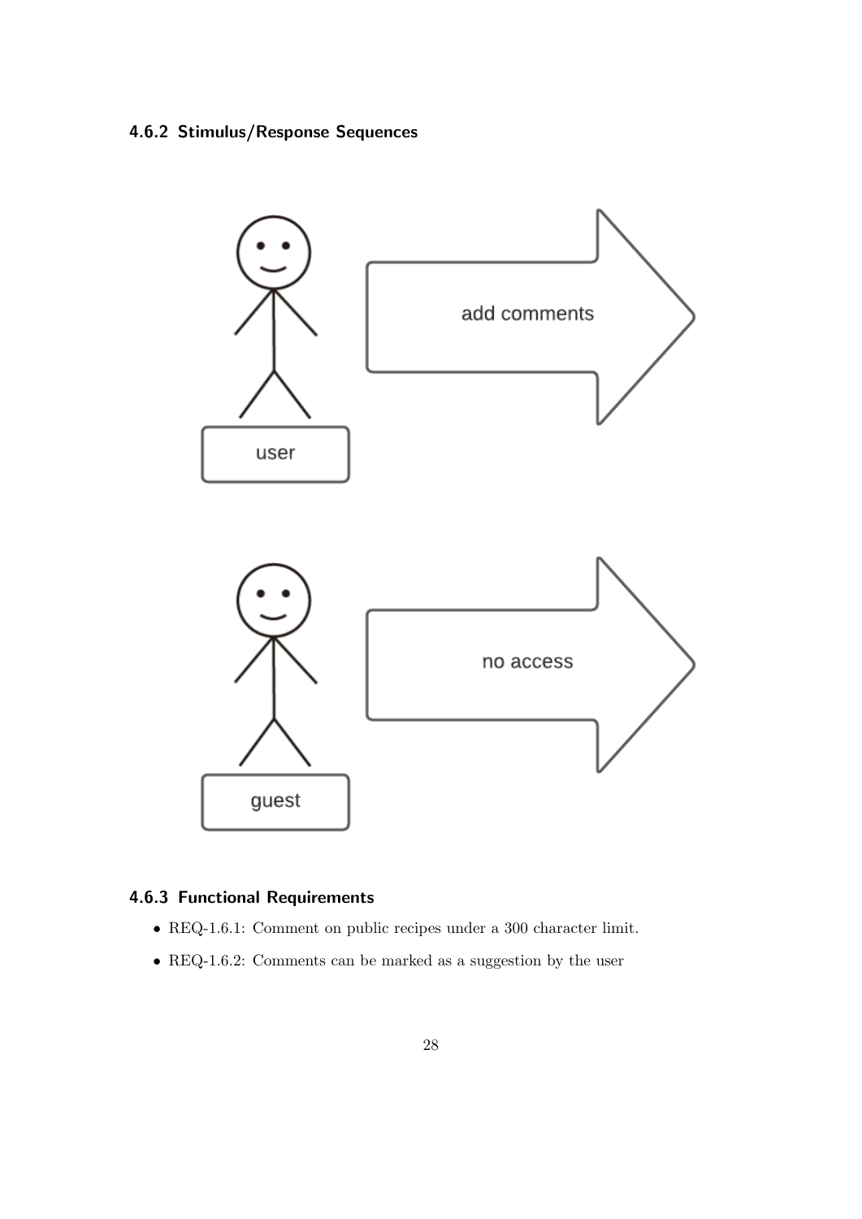### 4.6.2 Stimulus/Response Sequences

user → add comments

guest → no access

### 4.6.3 Functional Requirements

- REQ-1.6.1: Comment on public recipes under a 300 character limit.
- REQ-1.6.2: Comments can be marked as a suggestion by the user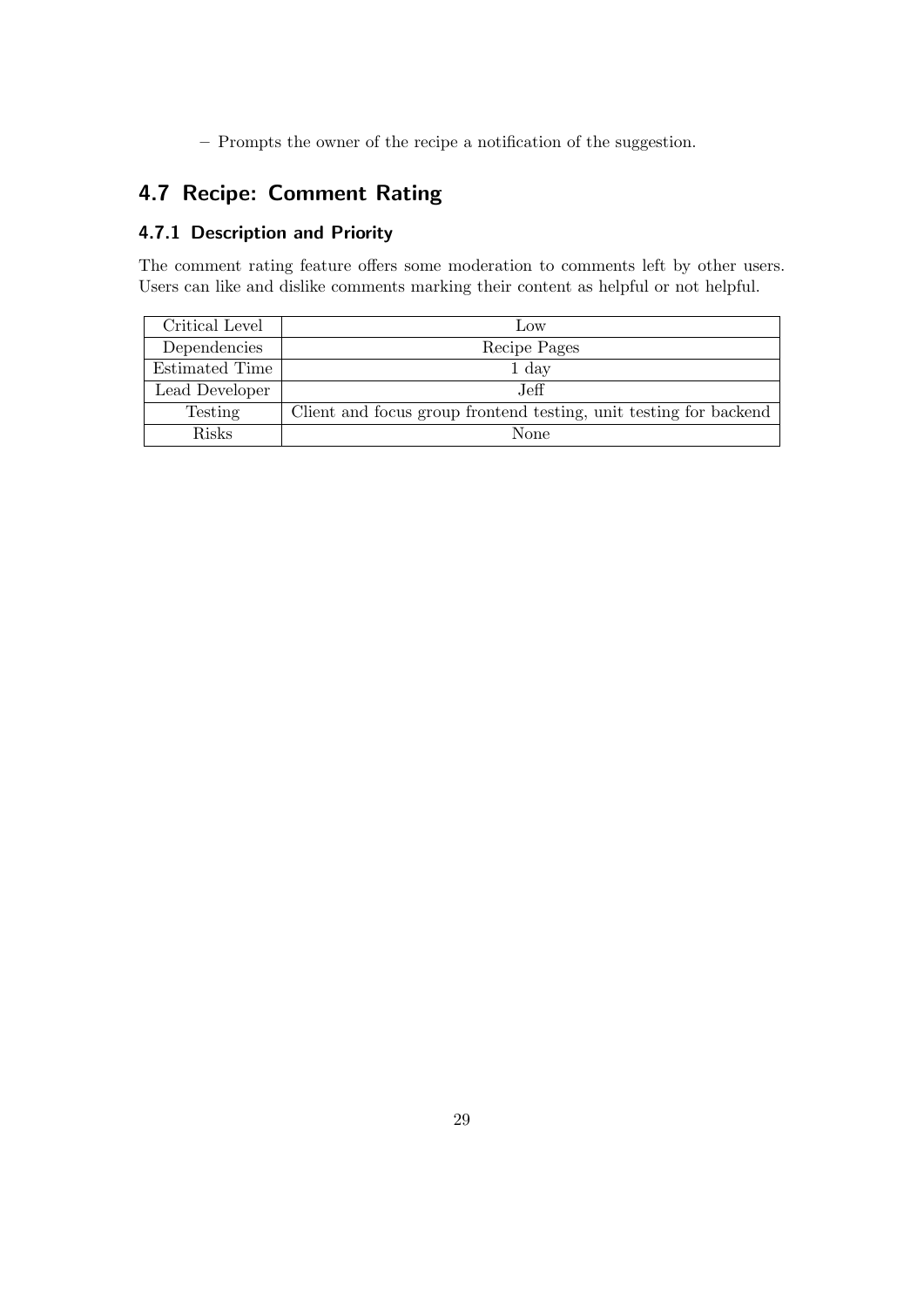- Prompts the owner of the recipe a notification of the suggestion.

## 4.7 Recipe: Comment Rating

### 4.7.1 Description and Priority

The comment rating feature offers some moderation to comments left by other users. Users can like and dislike comments marking their content as helpful or not helpful.

| Critical Level | Low |
|---|---|
| Dependencies | Recipe Pages |
| Estimated Time | 1 day |
| Lead Developer | Jeff |
| Testing | Client and focus group frontend testing, unit testing for backend |
| Risks | None |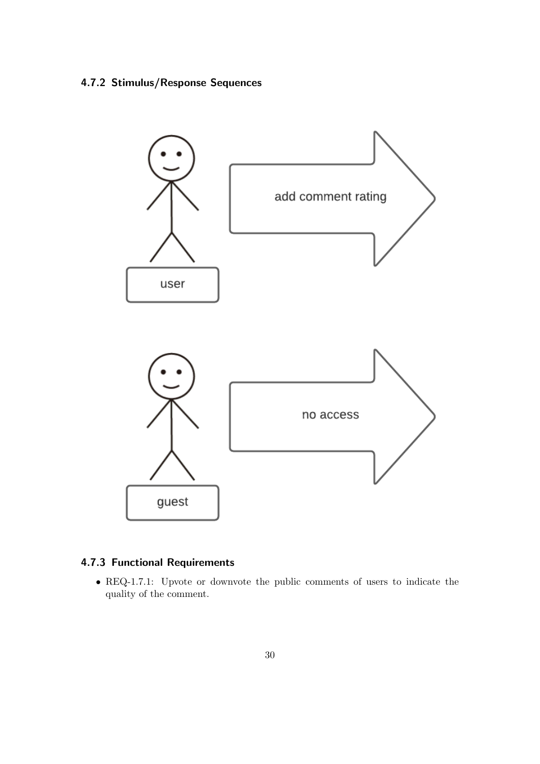### 4.7.2 Stimulus/Response Sequences

user → add comment rating

guest → no access

### 4.7.3 Functional Requirements

- REQ-1.7.1: Upvote or downvote the public comments of users to indicate the quality of the comment.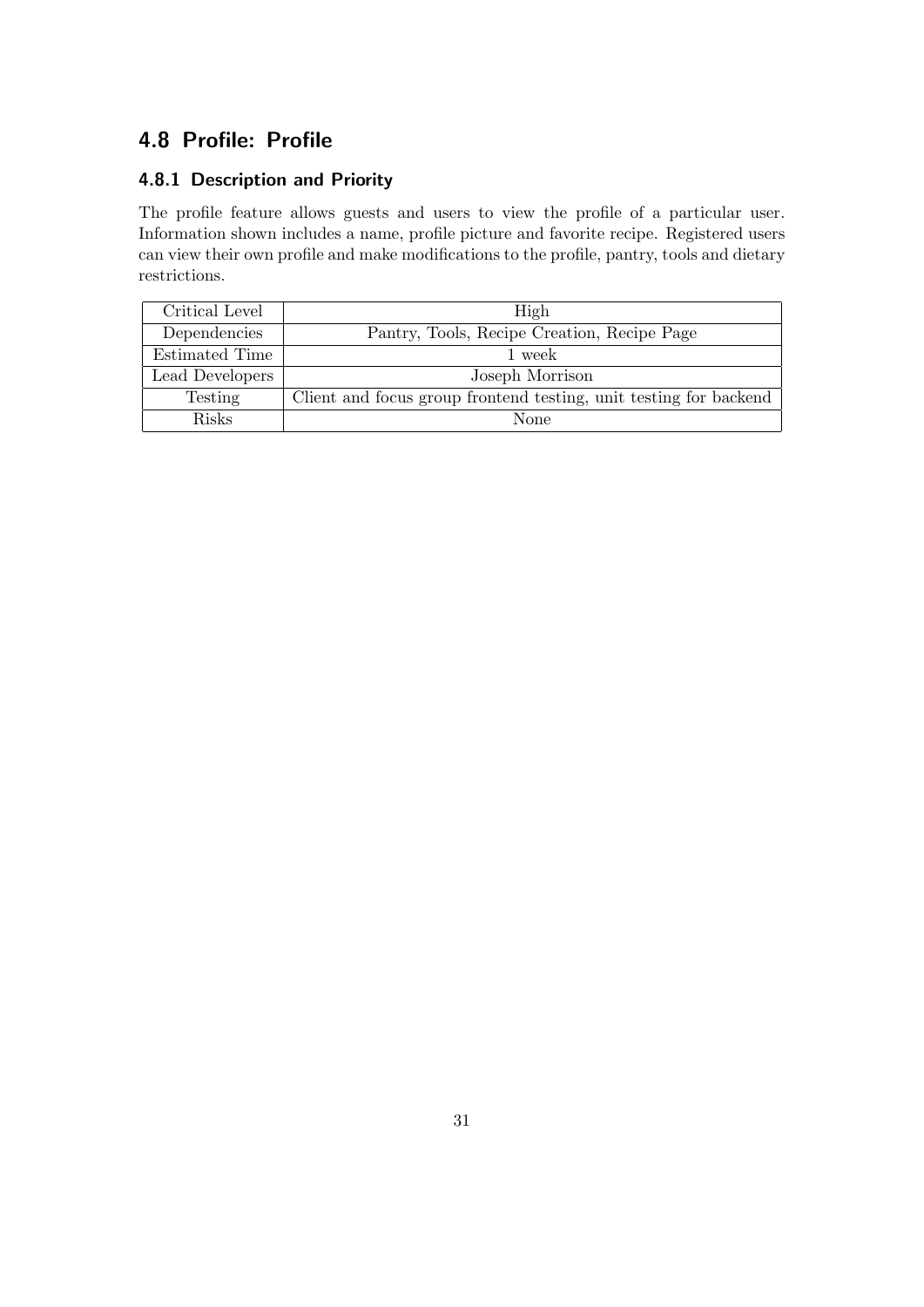## 4.8 Profile: Profile

### 4.8.1 Description and Priority

The profile feature allows guests and users to view the profile of a particular user. Information shown includes a name, profile picture and favorite recipe. Registered users can view their own profile and make modifications to the profile, pantry, tools and dietary restrictions.

| Critical Level | High |
|---|---|
| Dependencies | Pantry, Tools, Recipe Creation, Recipe Page |
| Estimated Time | 1 week |
| Lead Developers | Joseph Morrison |
| Testing | Client and focus group frontend testing, unit testing for backend |
| Risks | None |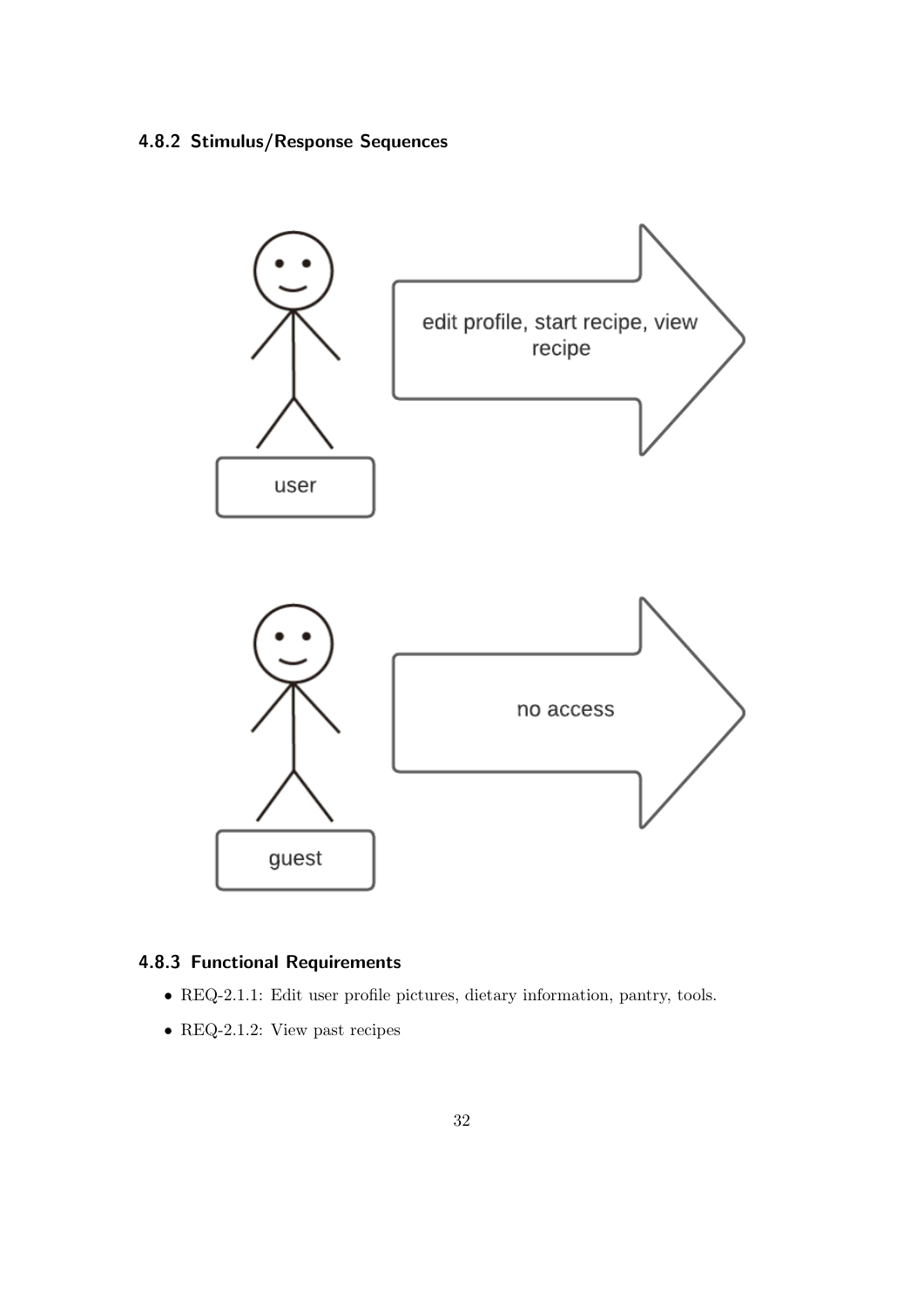### 4.8.2 Stimulus/Response Sequences

user → edit profile, start recipe, view recipe

guest → no access

### 4.8.3 Functional Requirements

- REQ-2.1.1: Edit user profile pictures, dietary information, pantry, tools.
- REQ-2.1.2: View past recipes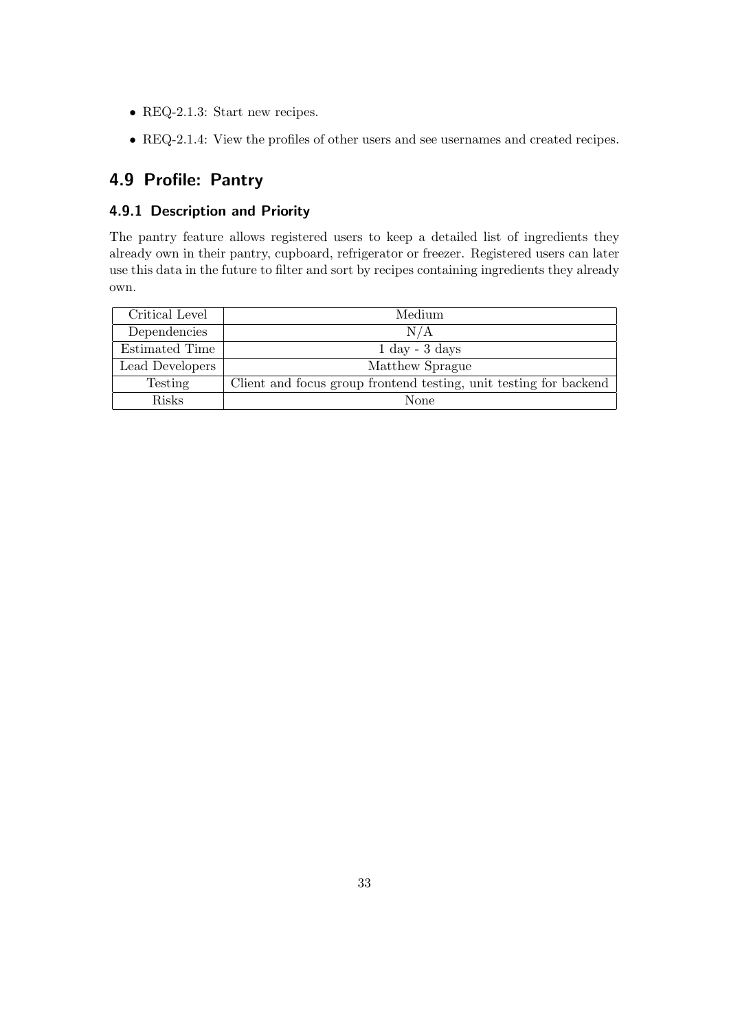- REQ-2.1.3: Start new recipes.
- REQ-2.1.4: View the profiles of other users and see usernames and created recipes.

## 4.9 Profile: Pantry

### 4.9.1 Description and Priority

The pantry feature allows registered users to keep a detailed list of ingredients they already own in their pantry, cupboard, refrigerator or freezer. Registered users can later use this data in the future to filter and sort by recipes containing ingredients they already own.

| Critical Level | Medium |
|---|---|
| Dependencies | N/A |
| Estimated Time | 1 day - 3 days |
| Lead Developers | Matthew Sprague |
| Testing | Client and focus group frontend testing, unit testing for backend |
| Risks | None |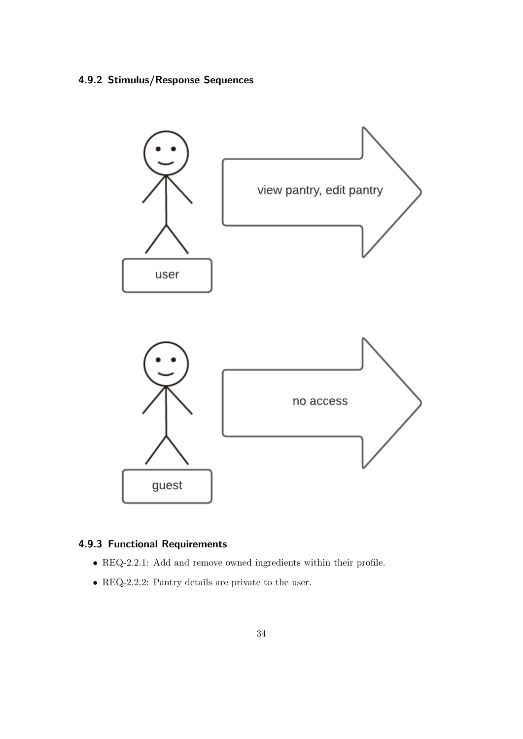### 4.9.2 Stimulus/Response Sequences

### 4.9.3 Functional Requirements

- REQ-2.2.1: Add and remove owned ingredients within their profile.
- REQ-2.2.2: Pantry details are private to the user.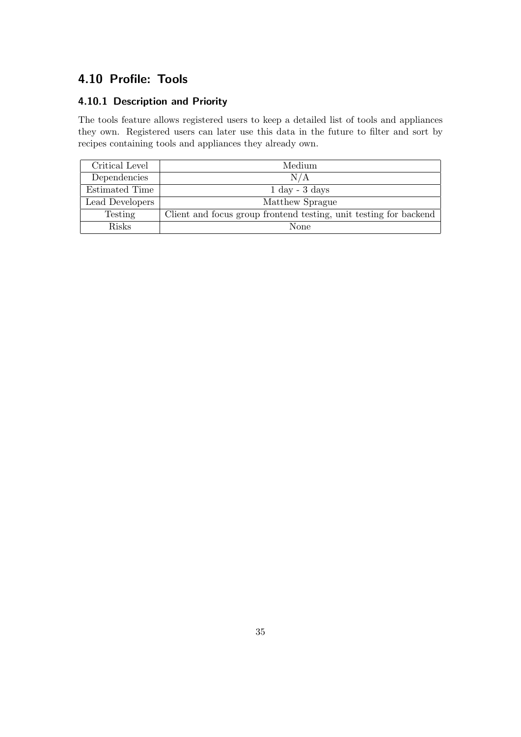## 4.10 Profile: Tools

### 4.10.1 Description and Priority

The tools feature allows registered users to keep a detailed list of tools and appliances they own. Registered users can later use this data in the future to filter and sort by recipes containing tools and appliances they already own.

| | |
|---|---|
| Critical Level | Medium |
| Dependencies | N/A |
| Estimated Time | 1 day - 3 days |
| Lead Developers | Matthew Sprague |
| Testing | Client and focus group frontend testing, unit testing for backend |
| Risks | None |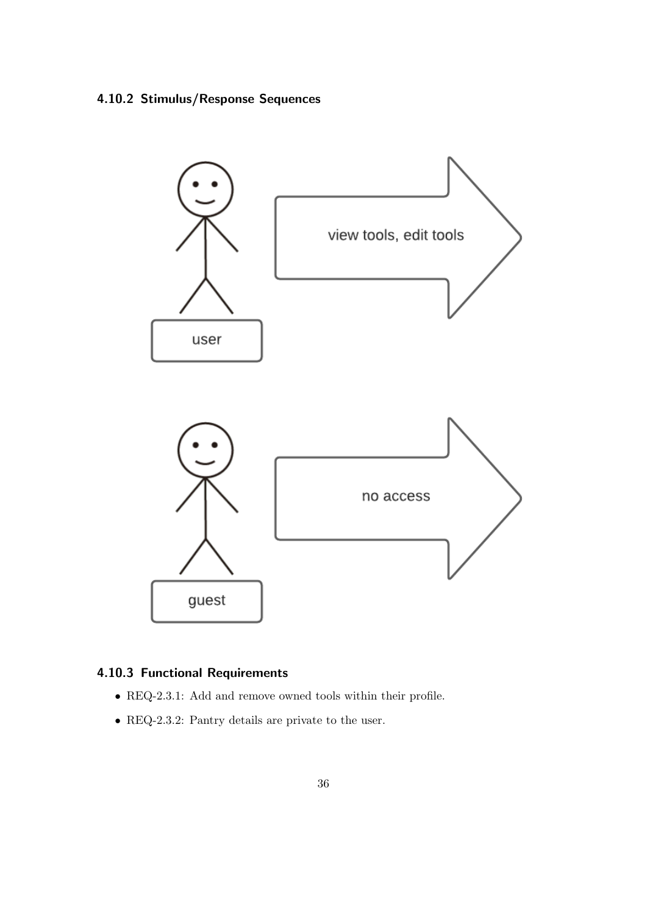### 4.10.2 Stimulus/Response Sequences

user

view tools, edit tools

guest

no access

### 4.10.3 Functional Requirements

- REQ-2.3.1: Add and remove owned tools within their profile.
- REQ-2.3.2: Pantry details are private to the user.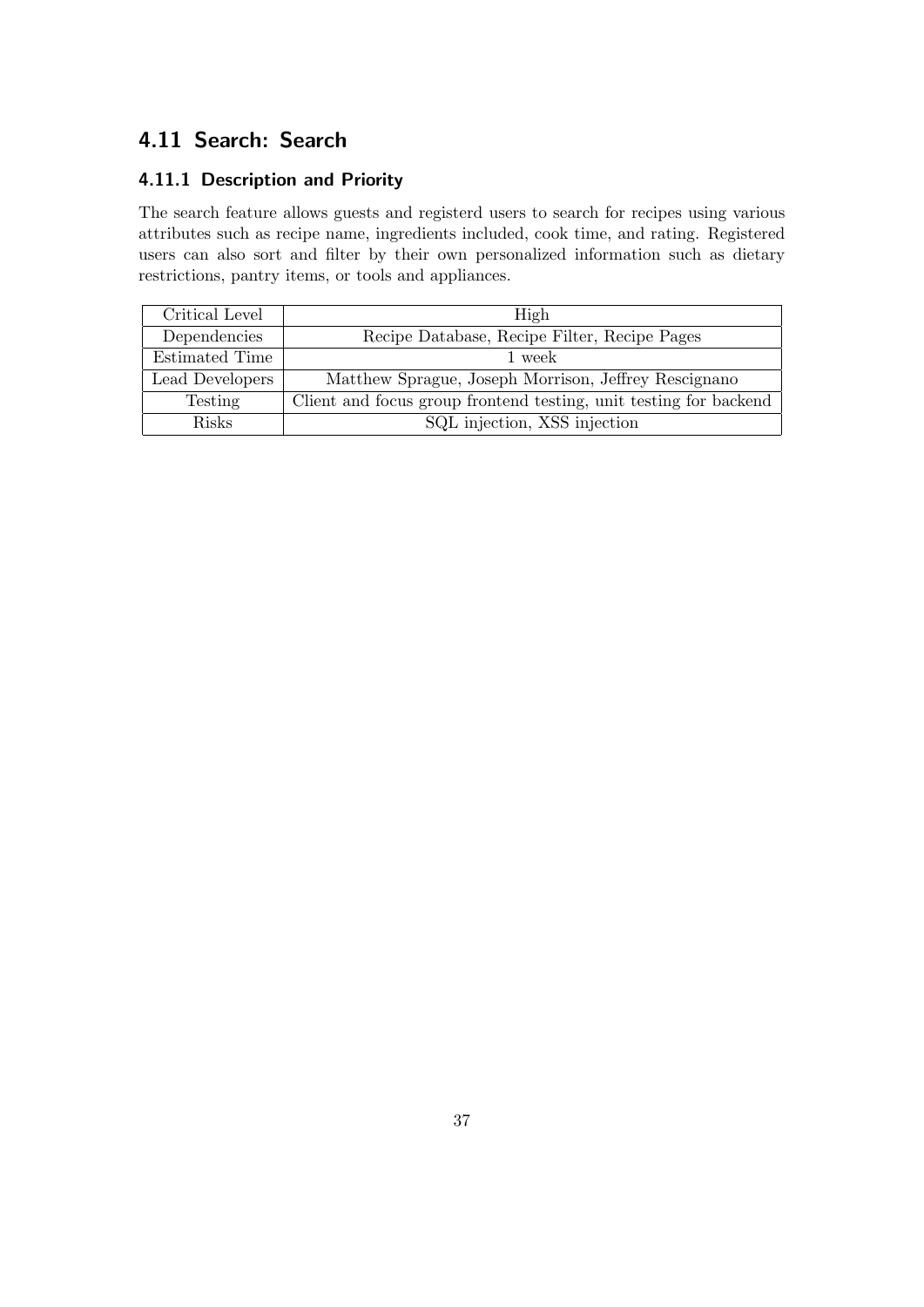## 4.11 Search: Search

### 4.11.1 Description and Priority

The search feature allows guests and registerd users to search for recipes using various attributes such as recipe name, ingredients included, cook time, and rating. Registered users can also sort and filter by their own personalized information such as dietary restrictions, pantry items, or tools and appliances.

| Critical Level | High |
|---|---|
| Dependencies | Recipe Database, Recipe Filter, Recipe Pages |
| Estimated Time | 1 week |
| Lead Developers | Matthew Sprague, Joseph Morrison, Jeffrey Rescignano |
| Testing | Client and focus group frontend testing, unit testing for backend |
| Risks | SQL injection, XSS injection |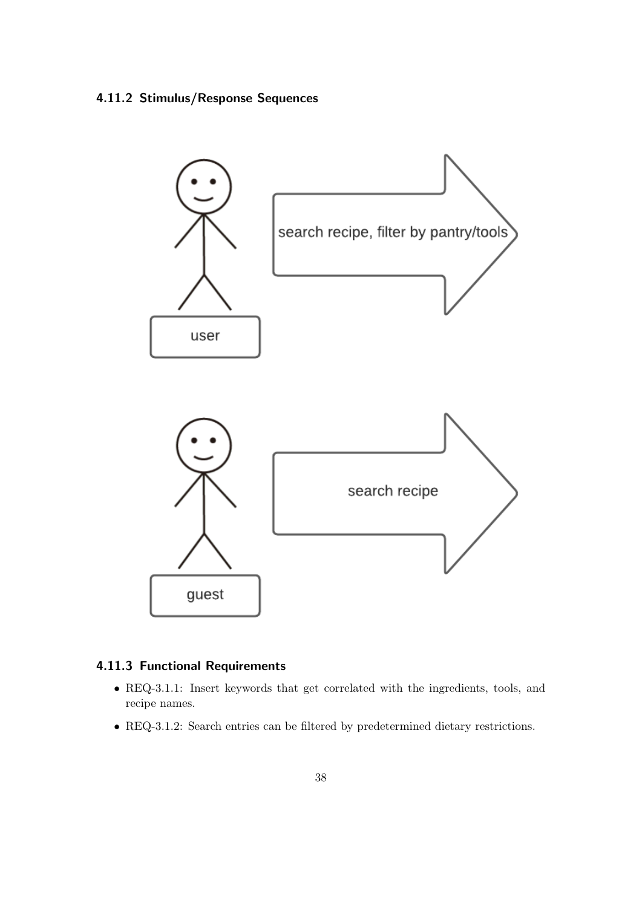### 4.11.2 Stimulus/Response Sequences

user → search recipe, filter by pantry/tools

guest → search recipe

### 4.11.3 Functional Requirements

- REQ-3.1.1: Insert keywords that get correlated with the ingredients, tools, and recipe names.
- REQ-3.1.2: Search entries can be filtered by predetermined dietary restrictions.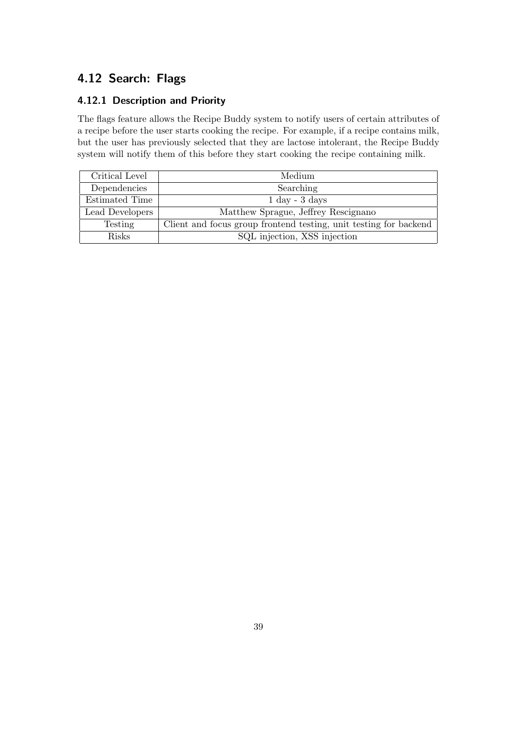## 4.12 Search: Flags

### 4.12.1 Description and Priority

The flags feature allows the Recipe Buddy system to notify users of certain attributes of a recipe before the user starts cooking the recipe. For example, if a recipe contains milk, but the user has previously selected that they are lactose intolerant, the Recipe Buddy system will notify them of this before they start cooking the recipe containing milk.

| | |
|---|---|
| Critical Level | Medium |
| Dependencies | Searching |
| Estimated Time | 1 day - 3 days |
| Lead Developers | Matthew Sprague, Jeffrey Rescignano |
| Testing | Client and focus group frontend testing, unit testing for backend |
| Risks | SQL injection, XSS injection |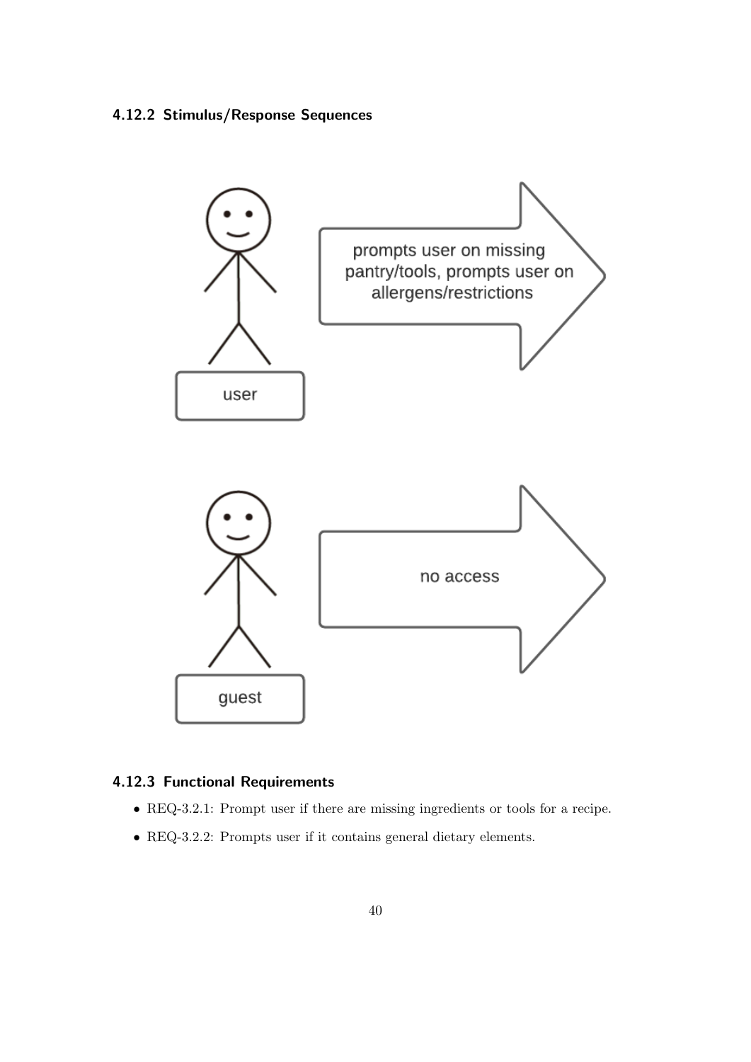### 4.12.2 Stimulus/Response Sequences

### 4.12.3 Functional Requirements

- REQ-3.2.1: Prompt user if there are missing ingredients or tools for a recipe.
- REQ-3.2.2: Prompts user if it contains general dietary elements.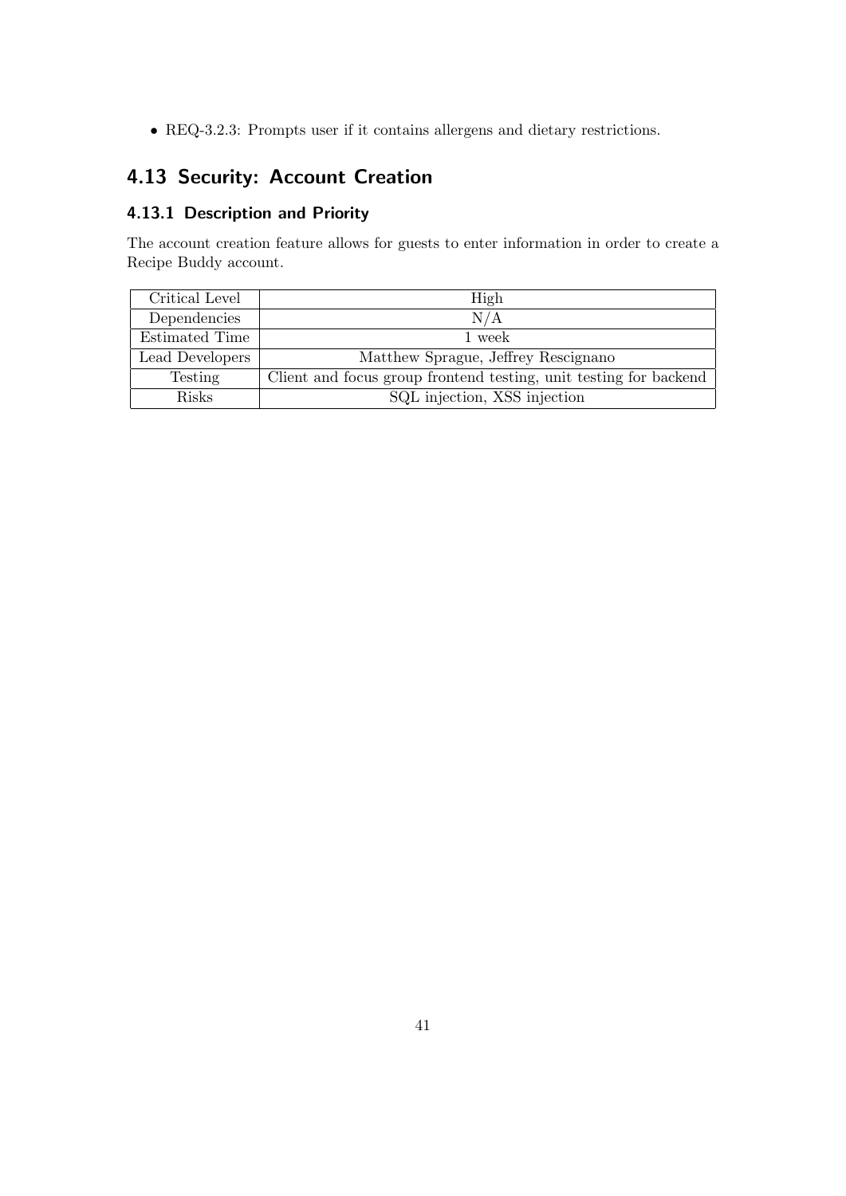- REQ-3.2.3: Prompts user if it contains allergens and dietary restrictions.

## 4.13 Security: Account Creation

### 4.13.1 Description and Priority

The account creation feature allows for guests to enter information in order to create a Recipe Buddy account.

| Critical Level | High |
|---|---|
| Dependencies | N/A |
| Estimated Time | 1 week |
| Lead Developers | Matthew Sprague, Jeffrey Rescignano |
| Testing | Client and focus group frontend testing, unit testing for backend |
| Risks | SQL injection, XSS injection |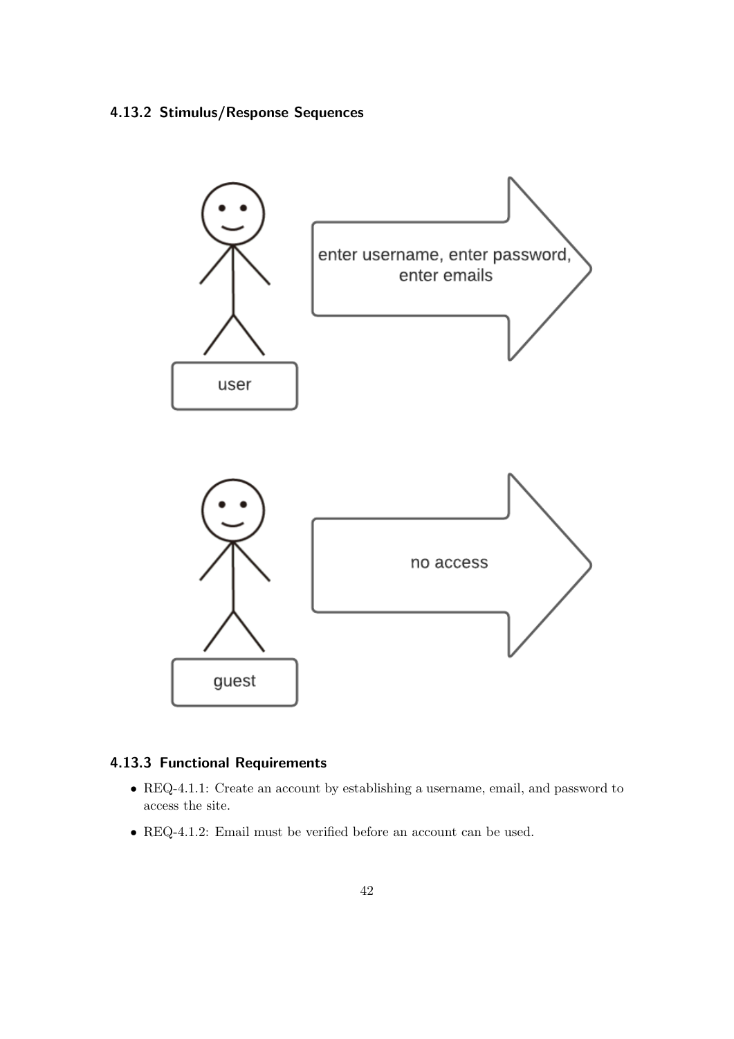### 4.13.2 Stimulus/Response Sequences

### 4.13.3 Functional Requirements

- REQ-4.1.1: Create an account by establishing a username, email, and password to access the site.
- REQ-4.1.2: Email must be verified before an account can be used.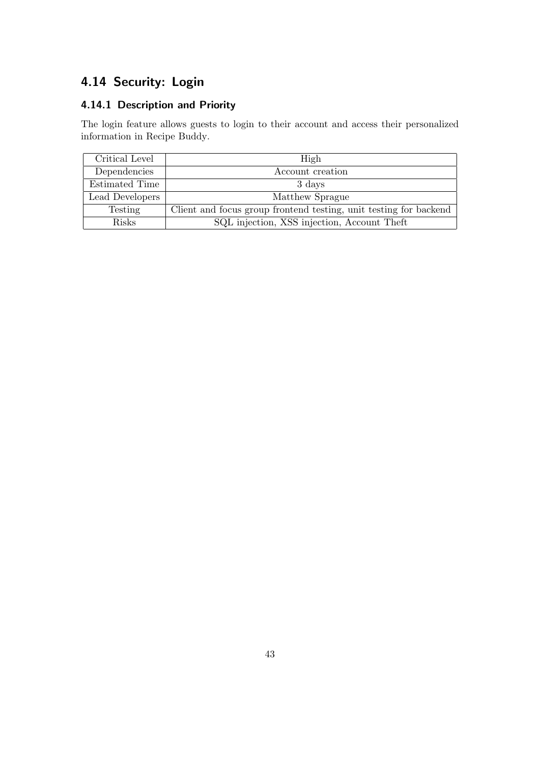## 4.14 Security: Login

### 4.14.1 Description and Priority

The login feature allows guests to login to their account and access their personalized information in Recipe Buddy.

| Critical Level | High |
|---|---|
| Dependencies | Account creation |
| Estimated Time | 3 days |
| Lead Developers | Matthew Sprague |
| Testing | Client and focus group frontend testing, unit testing for backend |
| Risks | SQL injection, XSS injection, Account Theft |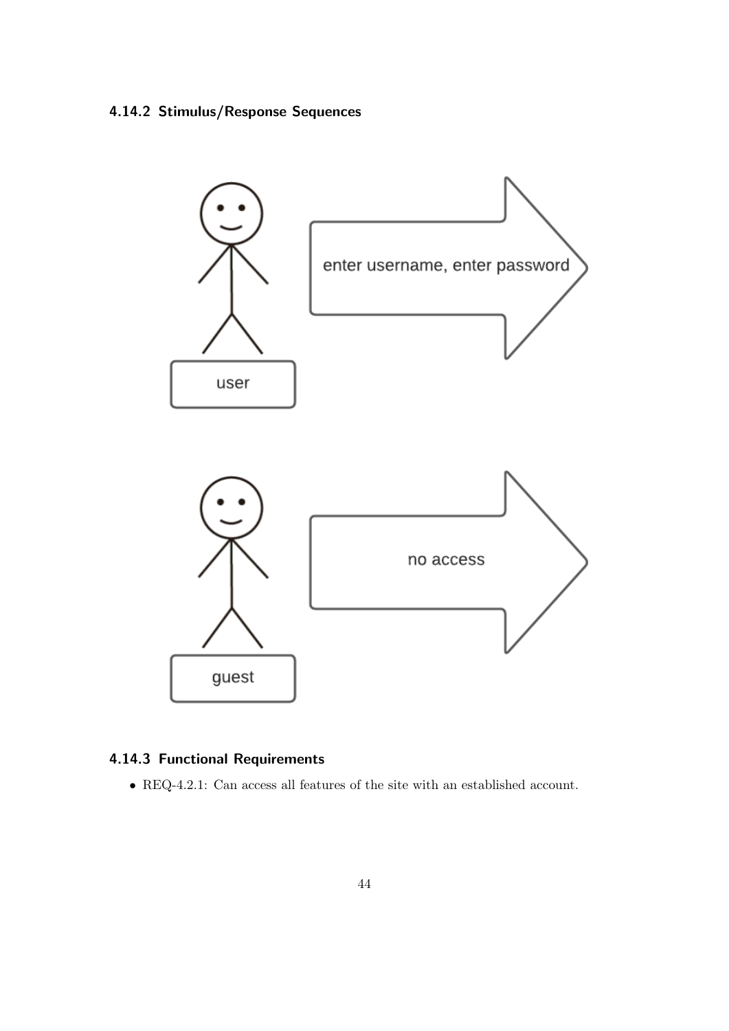### 4.14.2 Stimulus/Response Sequences

user

enter username, enter password

guest

no access

### 4.14.3 Functional Requirements

- REQ-4.2.1: Can access all features of the site with an established account.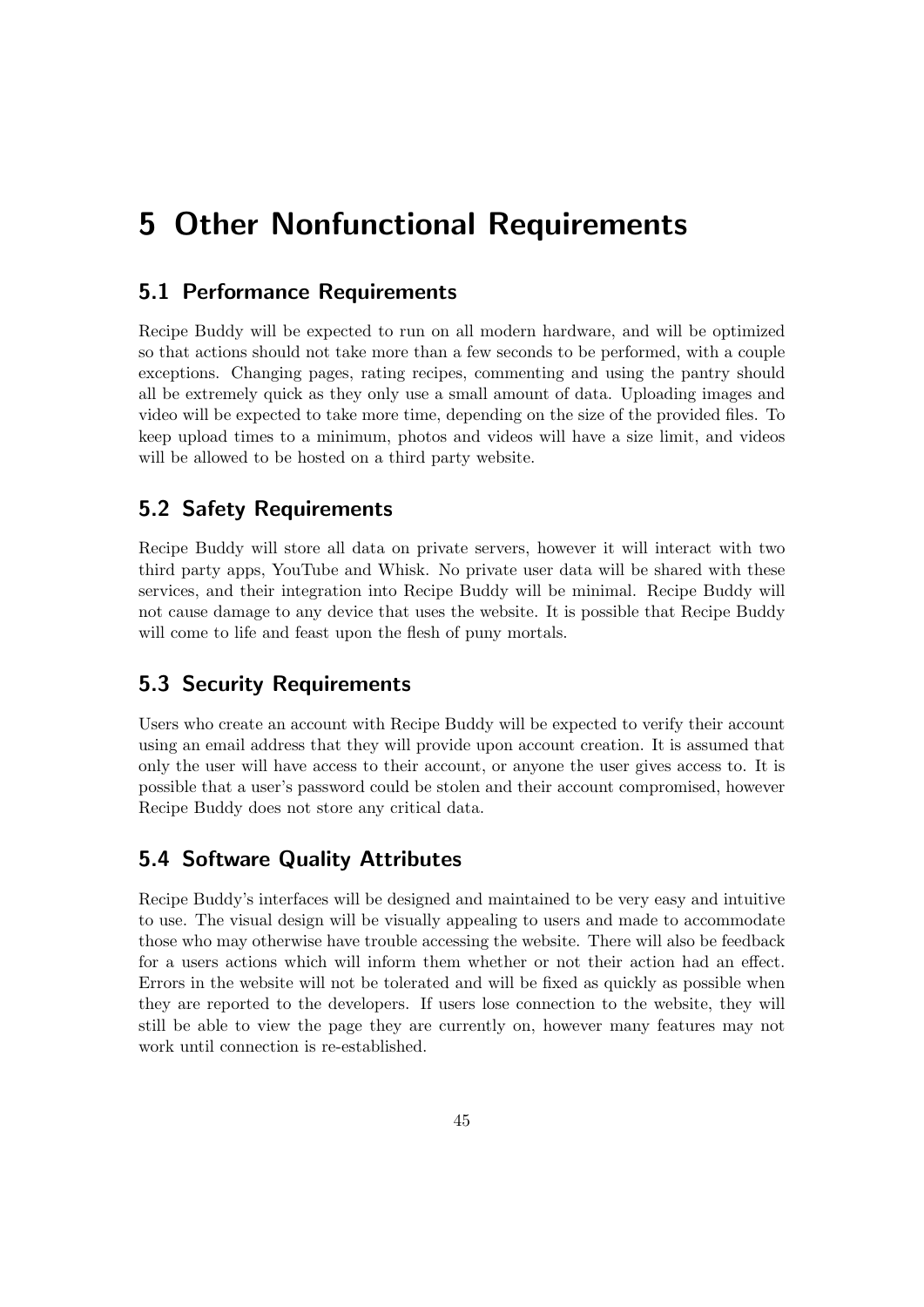# 5 Other Nonfunctional Requirements

## 5.1 Performance Requirements

Recipe Buddy will be expected to run on all modern hardware, and will be optimized so that actions should not take more than a few seconds to be performed, with a couple exceptions. Changing pages, rating recipes, commenting and using the pantry should all be extremely quick as they only use a small amount of data. Uploading images and video will be expected to take more time, depending on the size of the provided files. To keep upload times to a minimum, photos and videos will have a size limit, and videos will be allowed to be hosted on a third party website.

## 5.2 Safety Requirements

Recipe Buddy will store all data on private servers, however it will interact with two third party apps, YouTube and Whisk. No private user data will be shared with these services, and their integration into Recipe Buddy will be minimal. Recipe Buddy will not cause damage to any device that uses the website. It is possible that Recipe Buddy will come to life and feast upon the flesh of puny mortals.

## 5.3 Security Requirements

Users who create an account with Recipe Buddy will be expected to verify their account using an email address that they will provide upon account creation. It is assumed that only the user will have access to their account, or anyone the user gives access to. It is possible that a user's password could be stolen and their account compromised, however Recipe Buddy does not store any critical data.

## 5.4 Software Quality Attributes

Recipe Buddy's interfaces will be designed and maintained to be very easy and intuitive to use. The visual design will be visually appealing to users and made to accommodate those who may otherwise have trouble accessing the website. There will also be feedback for a users actions which will inform them whether or not their action had an effect. Errors in the website will not be tolerated and will be fixed as quickly as possible when they are reported to the developers. If users lose connection to the website, they will still be able to view the page they are currently on, however many features may not work until connection is re-established.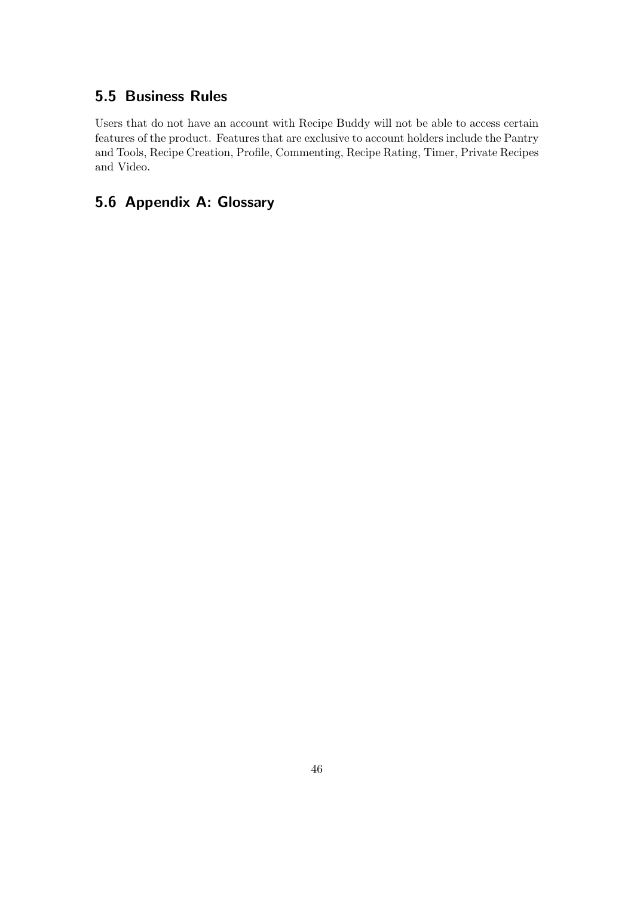## 5.5 Business Rules

Users that do not have an account with Recipe Buddy will not be able to access certain features of the product. Features that are exclusive to account holders include the Pantry and Tools, Recipe Creation, Profile, Commenting, Recipe Rating, Timer, Private Recipes and Video.

## 5.6 Appendix A: Glossary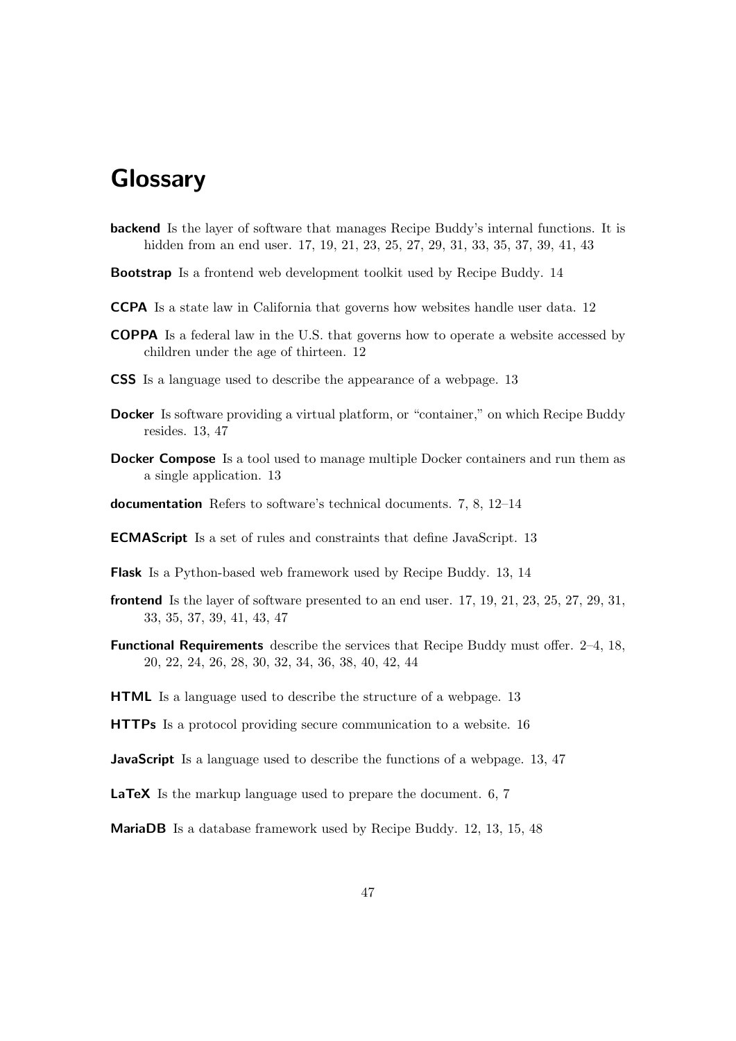# Glossary

**backend** Is the layer of software that manages Recipe Buddy's internal functions. It is hidden from an end user. 17, 19, 21, 23, 25, 27, 29, 31, 33, 35, 37, 39, 41, 43

**Bootstrap** Is a frontend web development toolkit used by Recipe Buddy. 14

**CCPA** Is a state law in California that governs how websites handle user data. 12

**COPPA** Is a federal law in the U.S. that governs how to operate a website accessed by children under the age of thirteen. 12

**CSS** Is a language used to describe the appearance of a webpage. 13

**Docker** Is software providing a virtual platform, or "container," on which Recipe Buddy resides. 13, 47

**Docker Compose** Is a tool used to manage multiple Docker containers and run them as a single application. 13

**documentation** Refers to software's technical documents. 7, 8, 12–14

**ECMAScript** Is a set of rules and constraints that define JavaScript. 13

**Flask** Is a Python-based web framework used by Recipe Buddy. 13, 14

**frontend** Is the layer of software presented to an end user. 17, 19, 21, 23, 25, 27, 29, 31, 33, 35, 37, 39, 41, 43, 47

**Functional Requirements** describe the services that Recipe Buddy must offer. 2–4, 18, 20, 22, 24, 26, 28, 30, 32, 34, 36, 38, 40, 42, 44

**HTML** Is a language used to describe the structure of a webpage. 13

**HTTPs** Is a protocol providing secure communication to a website. 16

**JavaScript** Is a language used to describe the functions of a webpage. 13, 47

**LaTeX** Is the markup language used to prepare the document. 6, 7

**MariaDB** Is a database framework used by Recipe Buddy. 12, 13, 15, 48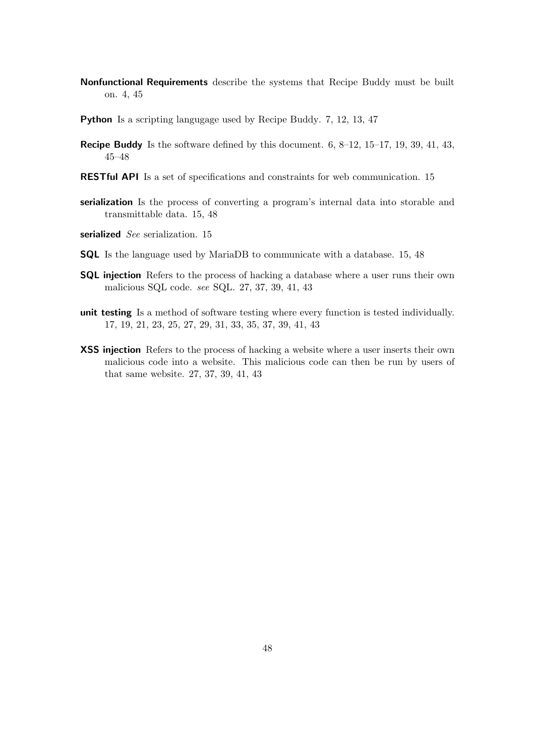**Nonfunctional Requirements** describe the systems that Recipe Buddy must be built on. 4, 45

**Python** Is a scripting langugage used by Recipe Buddy. 7, 12, 13, 47

**Recipe Buddy** Is the software defined by this document. 6, 8–12, 15–17, 19, 39, 41, 43, 45–48

**RESTful API** Is a set of specifications and constraints for web communication. 15

**serialization** Is the process of converting a program's internal data into storable and transmittable data. 15, 48

**serialized** *See* serialization. 15

**SQL** Is the language used by MariaDB to communicate with a database. 15, 48

**SQL injection** Refers to the process of hacking a database where a user runs their own malicious SQL code. *see* SQL. 27, 37, 39, 41, 43

**unit testing** Is a method of software testing where every function is tested individually. 17, 19, 21, 23, 25, 27, 29, 31, 33, 35, 37, 39, 41, 43

**XSS injection** Refers to the process of hacking a website where a user inserts their own malicious code into a website. This malicious code can then be run by users of that same website. 27, 37, 39, 41, 43